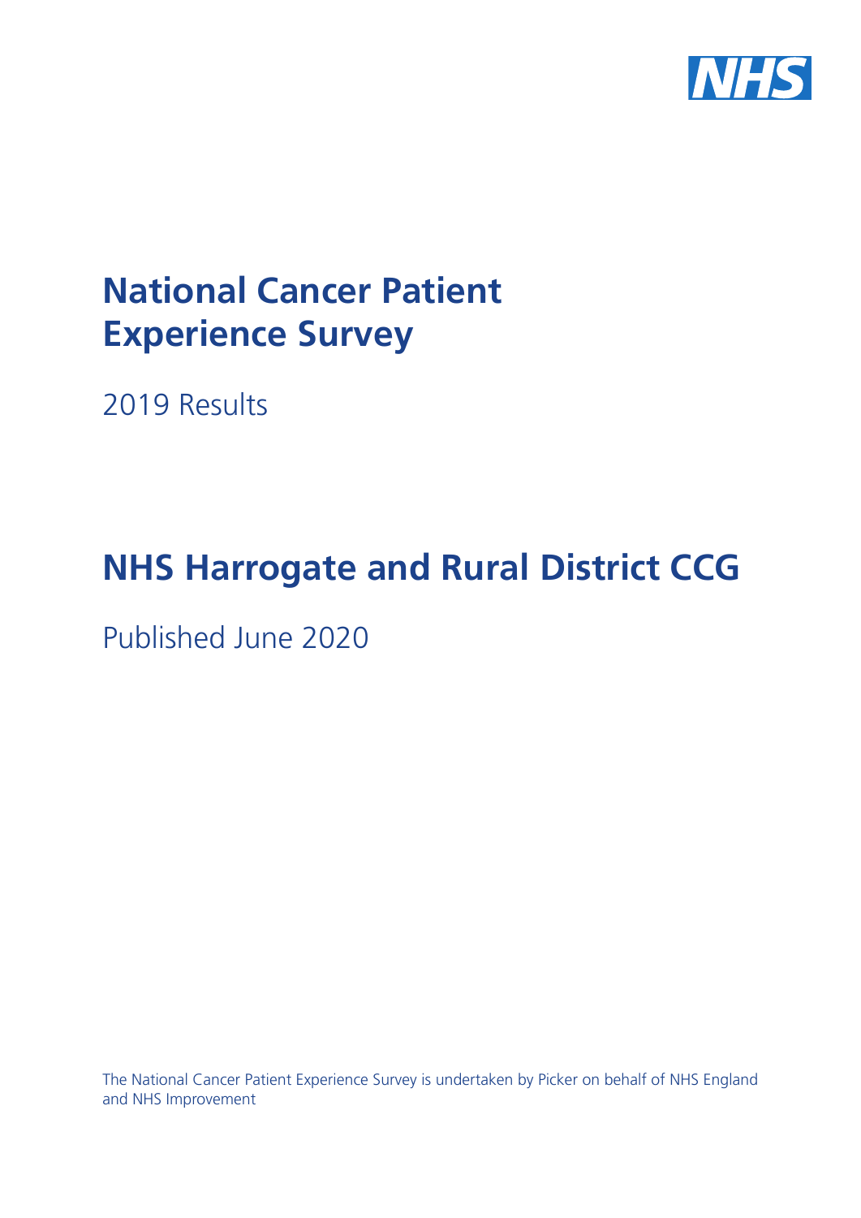NHS

# National Cancer Patient Experience Survey

2019 Results

# NHS Harrogate and Rural District CCG

Published June 2020

The National Cancer Patient Experience Survey is undertaken by Picker on behalf of NHS England and NHS Improvement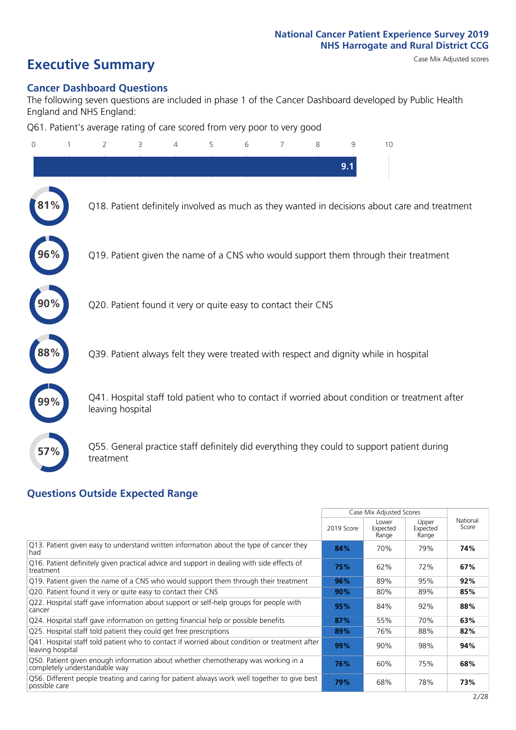# Executive Summary

National Cancer Patient Experience Survey 2019
NHS Harrogate and Rural District CCG

Case Mix Adjusted scores

## Cancer Dashboard Questions

The following seven questions are included in phase 1 of the Cancer Dashboard developed by Public Health England and NHS England:

Q61. Patient's average rating of care scored from very poor to very good

**9.1**

- **81%** Q18. Patient definitely involved as much as they wanted in decisions about care and treatment
- **96%** Q19. Patient given the name of a CNS who would support them through their treatment
- **90%** Q20. Patient found it very or quite easy to contact their CNS
- **88%** Q39. Patient always felt they were treated with respect and dignity while in hospital
- **99%** Q41. Hospital staff told patient who to contact if worried about condition or treatment after leaving hospital
- **57%** Q55. General practice staff definitely did everything they could to support patient during treatment

## Questions Outside Expected Range

| | Case Mix Adjusted Scores | | | National Score |
|---|---|---|---|---|
| | 2019 Score | Lower Expected Range | Upper Expected Range | |
| Q13. Patient given easy to understand written information about the type of cancer they had | **84%** | 70% | 79% | **74%** |
| Q16. Patient definitely given practical advice and support in dealing with side effects of treatment | **75%** | 62% | 72% | **67%** |
| Q19. Patient given the name of a CNS who would support them through their treatment | **96%** | 89% | 95% | **92%** |
| Q20. Patient found it very or quite easy to contact their CNS | **90%** | 80% | 89% | **85%** |
| Q22. Hospital staff gave information about support or self-help groups for people with cancer | **95%** | 84% | 92% | **88%** |
| Q24. Hospital staff gave information on getting financial help or possible benefits | **87%** | 55% | 70% | **63%** |
| Q25. Hospital staff told patient they could get free prescriptions | **89%** | 76% | 88% | **82%** |
| Q41. Hospital staff told patient who to contact if worried about condition or treatment after leaving hospital | **99%** | 90% | 98% | **94%** |
| Q50. Patient given enough information about whether chemotherapy was working in a completely understandable way | **76%** | 60% | 75% | **68%** |
| Q56. Different people treating and caring for patient always work well together to give best possible care | **79%** | 68% | 78% | **73%** |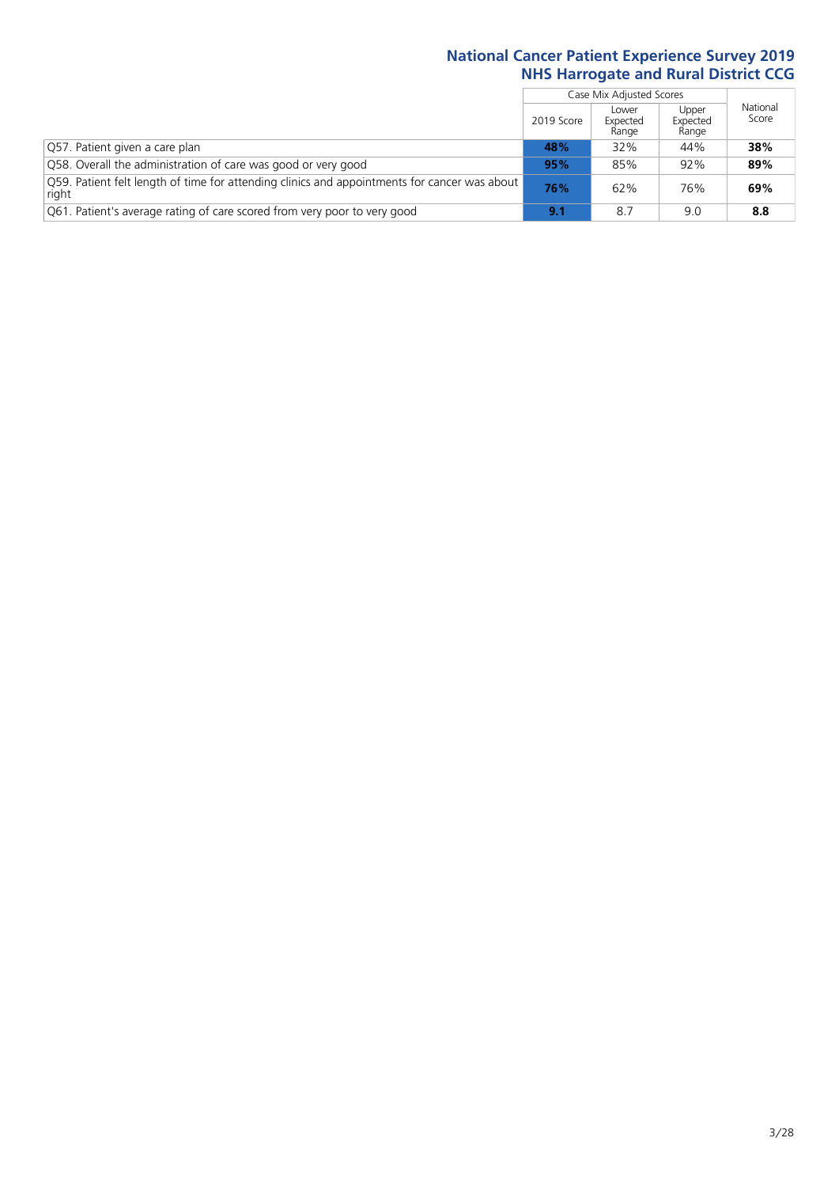# National Cancer Patient Experience Survey 2019
## NHS Harrogate and Rural District CCG

| | Case Mix Adjusted Scores | | | National Score |
|---|---|---|---|---|
| | 2019 Score | Lower Expected Range | Upper Expected Range | |
| Q57. Patient given a care plan | **48%** | 32% | 44% | **38%** |
| Q58. Overall the administration of care was good or very good | **95%** | 85% | 92% | **89%** |
| Q59. Patient felt length of time for attending clinics and appointments for cancer was about right | **76%** | 62% | 76% | **69%** |
| Q61. Patient's average rating of care scored from very poor to very good | **9.1** | 8.7 | 9.0 | **8.8** |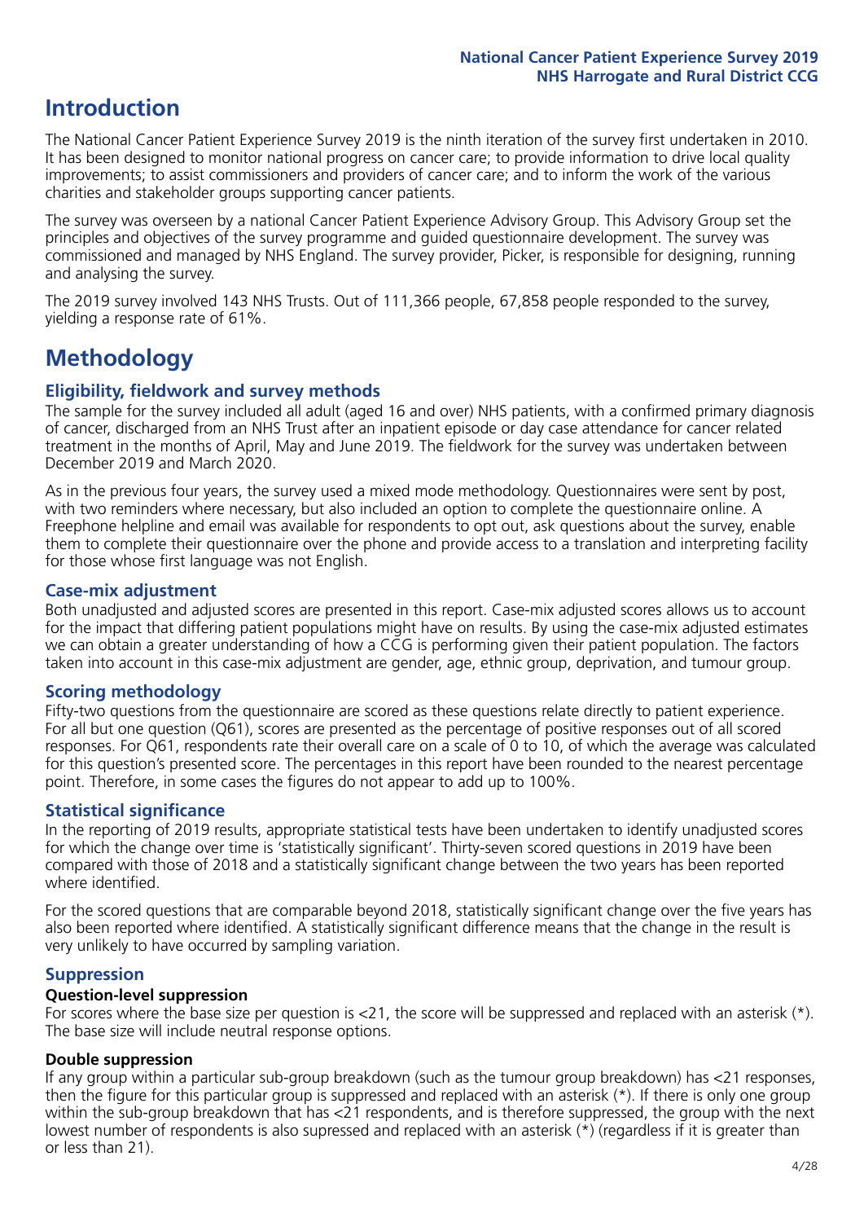# Introduction

The National Cancer Patient Experience Survey 2019 is the ninth iteration of the survey first undertaken in 2010. It has been designed to monitor national progress on cancer care; to provide information to drive local quality improvements; to assist commissioners and providers of cancer care; and to inform the work of the various charities and stakeholder groups supporting cancer patients.

The survey was overseen by a national Cancer Patient Experience Advisory Group. This Advisory Group set the principles and objectives of the survey programme and guided questionnaire development. The survey was commissioned and managed by NHS England. The survey provider, Picker, is responsible for designing, running and analysing the survey.

The 2019 survey involved 143 NHS Trusts. Out of 111,366 people, 67,858 people responded to the survey, yielding a response rate of 61%.

# Methodology

## Eligibility, fieldwork and survey methods

The sample for the survey included all adult (aged 16 and over) NHS patients, with a confirmed primary diagnosis of cancer, discharged from an NHS Trust after an inpatient episode or day case attendance for cancer related treatment in the months of April, May and June 2019. The fieldwork for the survey was undertaken between December 2019 and March 2020.

As in the previous four years, the survey used a mixed mode methodology. Questionnaires were sent by post, with two reminders where necessary, but also included an option to complete the questionnaire online. A Freephone helpline and email was available for respondents to opt out, ask questions about the survey, enable them to complete their questionnaire over the phone and provide access to a translation and interpreting facility for those whose first language was not English.

## Case-mix adjustment

Both unadjusted and adjusted scores are presented in this report. Case-mix adjusted scores allows us to account for the impact that differing patient populations might have on results. By using the case-mix adjusted estimates we can obtain a greater understanding of how a CCG is performing given their patient population. The factors taken into account in this case-mix adjustment are gender, age, ethnic group, deprivation, and tumour group.

## Scoring methodology

Fifty-two questions from the questionnaire are scored as these questions relate directly to patient experience. For all but one question (Q61), scores are presented as the percentage of positive responses out of all scored responses. For Q61, respondents rate their overall care on a scale of 0 to 10, of which the average was calculated for this question's presented score. The percentages in this report have been rounded to the nearest percentage point. Therefore, in some cases the figures do not appear to add up to 100%.

## Statistical significance

In the reporting of 2019 results, appropriate statistical tests have been undertaken to identify unadjusted scores for which the change over time is 'statistically significant'. Thirty-seven scored questions in 2019 have been compared with those of 2018 and a statistically significant change between the two years has been reported where identified.

For the scored questions that are comparable beyond 2018, statistically significant change over the five years has also been reported where identified. A statistically significant difference means that the change in the result is very unlikely to have occurred by sampling variation.

## Suppression

### Question-level suppression

For scores where the base size per question is <21, the score will be suppressed and replaced with an asterisk (*). The base size will include neutral response options.

### Double suppression

If any group within a particular sub-group breakdown (such as the tumour group breakdown) has <21 responses, then the figure for this particular group is suppressed and replaced with an asterisk (*). If there is only one group within the sub-group breakdown that has <21 respondents, and is therefore suppressed, the group with the next lowest number of respondents is also supressed and replaced with an asterisk (*) (regardless if it is greater than or less than 21).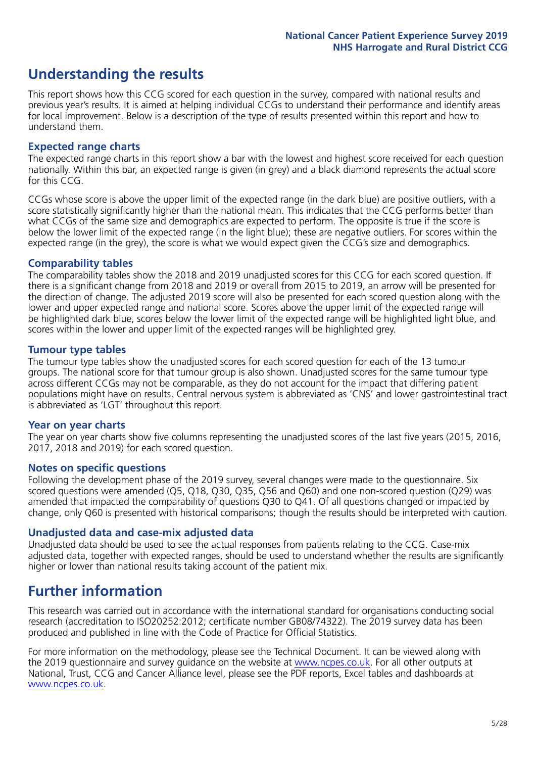# Understanding the results

This report shows how this CCG scored for each question in the survey, compared with national results and previous year's results. It is aimed at helping individual CCGs to understand their performance and identify areas for local improvement. Below is a description of the type of results presented within this report and how to understand them.

## Expected range charts

The expected range charts in this report show a bar with the lowest and highest score received for each question nationally. Within this bar, an expected range is given (in grey) and a black diamond represents the actual score for this CCG.

CCGs whose score is above the upper limit of the expected range (in the dark blue) are positive outliers, with a score statistically significantly higher than the national mean. This indicates that the CCG performs better than what CCGs of the same size and demographics are expected to perform. The opposite is true if the score is below the lower limit of the expected range (in the light blue); these are negative outliers. For scores within the expected range (in the grey), the score is what we would expect given the CCG's size and demographics.

## Comparability tables

The comparability tables show the 2018 and 2019 unadjusted scores for this CCG for each scored question. If there is a significant change from 2018 and 2019 or overall from 2015 to 2019, an arrow will be presented for the direction of change. The adjusted 2019 score will also be presented for each scored question along with the lower and upper expected range and national score. Scores above the upper limit of the expected range will be highlighted dark blue, scores below the lower limit of the expected range will be highlighted light blue, and scores within the lower and upper limit of the expected ranges will be highlighted grey.

## Tumour type tables

The tumour type tables show the unadjusted scores for each scored question for each of the 13 tumour groups. The national score for that tumour group is also shown. Unadjusted scores for the same tumour type across different CCGs may not be comparable, as they do not account for the impact that differing patient populations might have on results. Central nervous system is abbreviated as 'CNS' and lower gastrointestinal tract is abbreviated as 'LGT' throughout this report.

## Year on year charts

The year on year charts show five columns representing the unadjusted scores of the last five years (2015, 2016, 2017, 2018 and 2019) for each scored question.

## Notes on specific questions

Following the development phase of the 2019 survey, several changes were made to the questionnaire. Six scored questions were amended (Q5, Q18, Q30, Q35, Q56 and Q60) and one non-scored question (Q29) was amended that impacted the comparability of questions Q30 to Q41. Of all questions changed or impacted by change, only Q60 is presented with historical comparisons; though the results should be interpreted with caution.

## Unadjusted data and case-mix adjusted data

Unadjusted data should be used to see the actual responses from patients relating to the CCG. Case-mix adjusted data, together with expected ranges, should be used to understand whether the results are significantly higher or lower than national results taking account of the patient mix.

# Further information

This research was carried out in accordance with the international standard for organisations conducting social research (accreditation to ISO20252:2012; certificate number GB08/74322). The 2019 survey data has been produced and published in line with the Code of Practice for Official Statistics.

For more information on the methodology, please see the Technical Document. It can be viewed along with the 2019 questionnaire and survey guidance on the website at www.ncpes.co.uk. For all other outputs at National, Trust, CCG and Cancer Alliance level, please see the PDF reports, Excel tables and dashboards at www.ncpes.co.uk.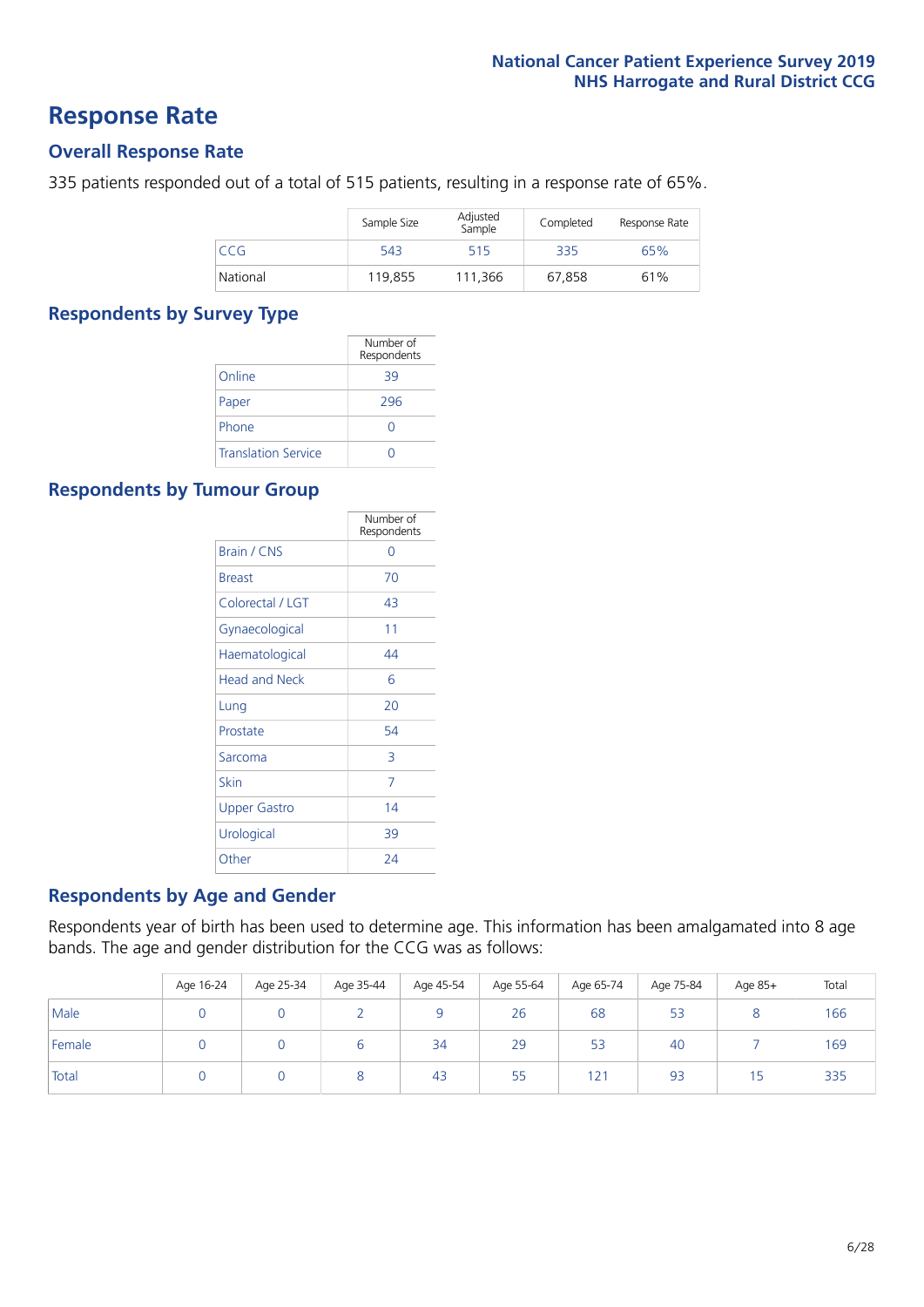# Response Rate

## Overall Response Rate

335 patients responded out of a total of 515 patients, resulting in a response rate of 65%.

| | Sample Size | Adjusted Sample | Completed | Response Rate |
|---|---|---|---|---|
| CCG | 543 | 515 | 335 | 65% |
| National | 119,855 | 111,366 | 67,858 | 61% |

## Respondents by Survey Type

| | Number of Respondents |
|---|---|
| Online | 39 |
| Paper | 296 |
| Phone | 0 |
| Translation Service | 0 |

## Respondents by Tumour Group

| | Number of Respondents |
|---|---|
| Brain / CNS | 0 |
| Breast | 70 |
| Colorectal / LGT | 43 |
| Gynaecological | 11 |
| Haematological | 44 |
| Head and Neck | 6 |
| Lung | 20 |
| Prostate | 54 |
| Sarcoma | 3 |
| Skin | 7 |
| Upper Gastro | 14 |
| Urological | 39 |
| Other | 24 |

## Respondents by Age and Gender

Respondents year of birth has been used to determine age. This information has been amalgamated into 8 age bands. The age and gender distribution for the CCG was as follows:

| | Age 16-24 | Age 25-34 | Age 35-44 | Age 45-54 | Age 55-64 | Age 65-74 | Age 75-84 | Age 85+ | Total |
|---|---|---|---|---|---|---|---|---|---|
| Male | 0 | 0 | 2 | 9 | 26 | 68 | 53 | 8 | 166 |
| Female | 0 | 0 | 6 | 34 | 29 | 53 | 40 | 7 | 169 |
| Total | 0 | 0 | 8 | 43 | 55 | 121 | 93 | 15 | 335 |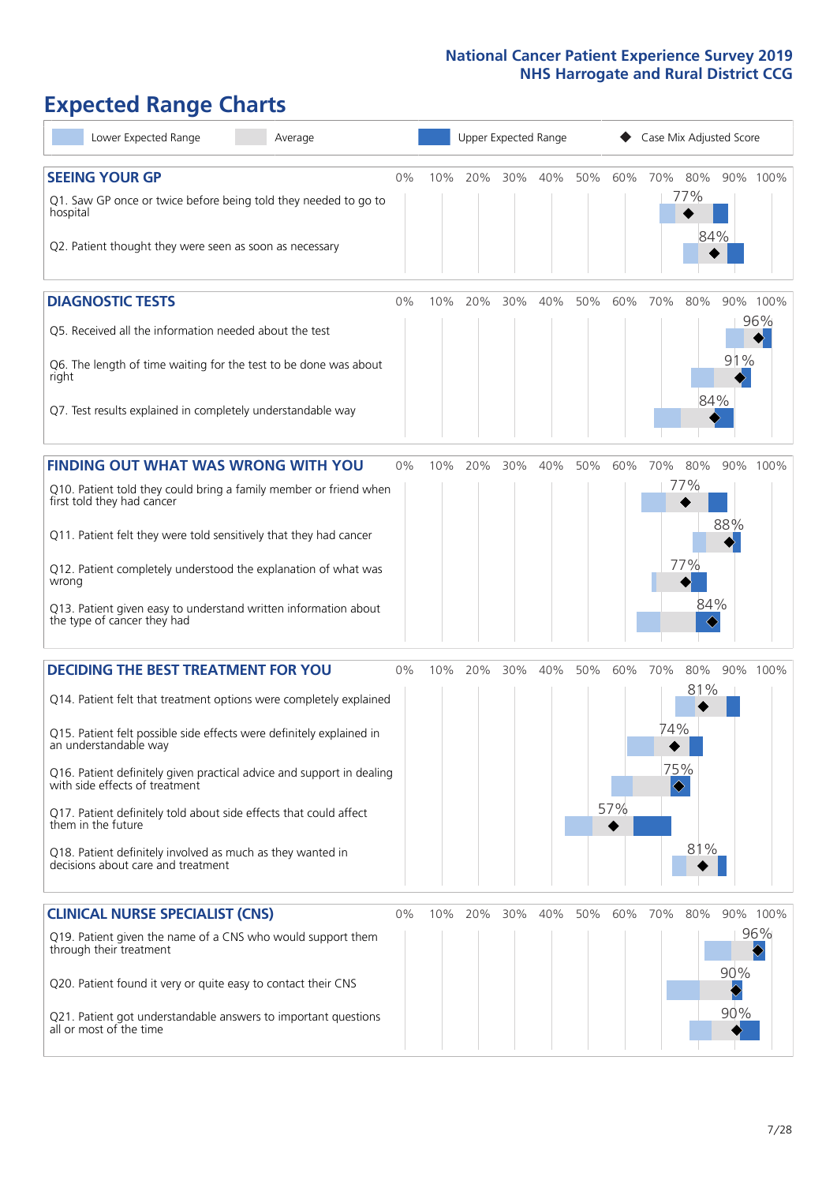# Expected Range Charts

Lower Expected Range | Average | Upper Expected Range | Case Mix Adjusted Score

## SEEING YOUR GP

| Question | Case Mix Adjusted Score |
|---|---|
| Q1. Saw GP once or twice before being told they needed to go to hospital | 77% |
| Q2. Patient thought they were seen as soon as necessary | 84% |

## DIAGNOSTIC TESTS

| Question | Case Mix Adjusted Score |
|---|---|
| Q5. Received all the information needed about the test | 96% |
| Q6. The length of time waiting for the test to be done was about right | 91% |
| Q7. Test results explained in completely understandable way | 84% |

## FINDING OUT WHAT WAS WRONG WITH YOU

| Question | Case Mix Adjusted Score |
|---|---|
| Q10. Patient told they could bring a family member or friend when first told they had cancer | 77% |
| Q11. Patient felt they were told sensitively that they had cancer | 88% |
| Q12. Patient completely understood the explanation of what was wrong | 77% |
| Q13. Patient given easy to understand written information about the type of cancer they had | 84% |

## DECIDING THE BEST TREATMENT FOR YOU

| Question | Case Mix Adjusted Score |
|---|---|
| Q14. Patient felt that treatment options were completely explained | 81% |
| Q15. Patient felt possible side effects were definitely explained in an understandable way | 74% |
| Q16. Patient definitely given practical advice and support in dealing with side effects of treatment | 75% |
| Q17. Patient definitely told about side effects that could affect them in the future | 57% |
| Q18. Patient definitely involved as much as they wanted in decisions about care and treatment | 81% |

## CLINICAL NURSE SPECIALIST (CNS)

| Question | Case Mix Adjusted Score |
|---|---|
| Q19. Patient given the name of a CNS who would support them through their treatment | 96% |
| Q20. Patient found it very or quite easy to contact their CNS | 90% |
| Q21. Patient got understandable answers to important questions all or most of the time | 90% |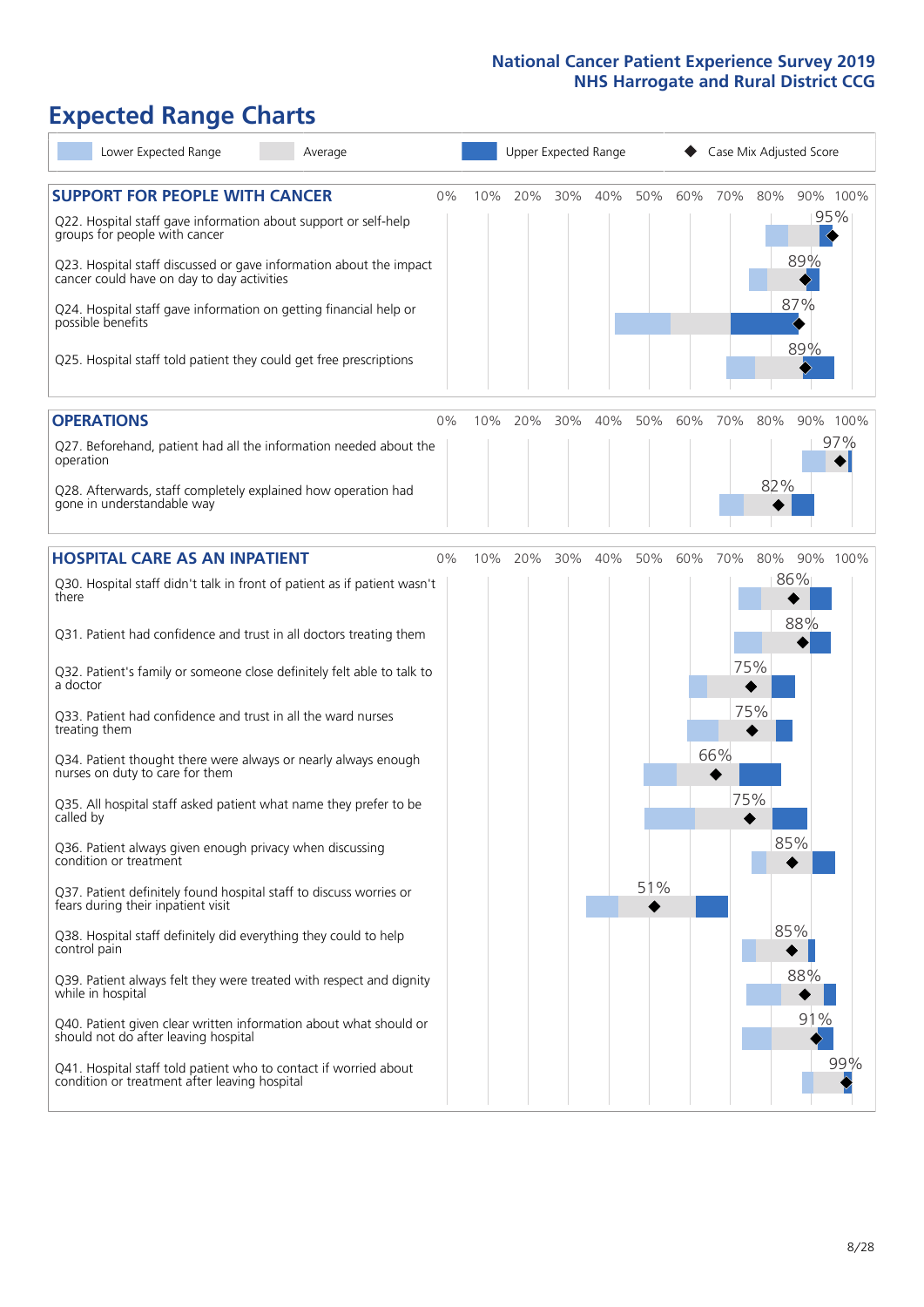# Expected Range Charts

Lower Expected Range | Average | Upper Expected Range | ◆ Case Mix Adjusted Score

## SUPPORT FOR PEOPLE WITH CANCER

| Question | Case Mix Adjusted Score |
|---|---|
| Q22. Hospital staff gave information about support or self-help groups for people with cancer | 95% |
| Q23. Hospital staff discussed or gave information about the impact cancer could have on day to day activities | 89% |
| Q24. Hospital staff gave information on getting financial help or possible benefits | 87% |
| Q25. Hospital staff told patient they could get free prescriptions | 89% |

## OPERATIONS

| Question | Case Mix Adjusted Score |
|---|---|
| Q27. Beforehand, patient had all the information needed about the operation | 97% |
| Q28. Afterwards, staff completely explained how operation had gone in understandable way | 82% |

## HOSPITAL CARE AS AN INPATIENT

| Question | Case Mix Adjusted Score |
|---|---|
| Q30. Hospital staff didn't talk in front of patient as if patient wasn't there | 86% |
| Q31. Patient had confidence and trust in all doctors treating them | 88% |
| Q32. Patient's family or someone close definitely felt able to talk to a doctor | 75% |
| Q33. Patient had confidence and trust in all the ward nurses treating them | 75% |
| Q34. Patient thought there were always or nearly always enough nurses on duty to care for them | 66% |
| Q35. All hospital staff asked patient what name they prefer to be called by | 75% |
| Q36. Patient always given enough privacy when discussing condition or treatment | 85% |
| Q37. Patient definitely found hospital staff to discuss worries or fears during their inpatient visit | 51% |
| Q38. Hospital staff definitely did everything they could to help control pain | 85% |
| Q39. Patient always felt they were treated with respect and dignity while in hospital | 88% |
| Q40. Patient given clear written information about what should or should not do after leaving hospital | 91% |
| Q41. Hospital staff told patient who to contact if worried about condition or treatment after leaving hospital | 99% |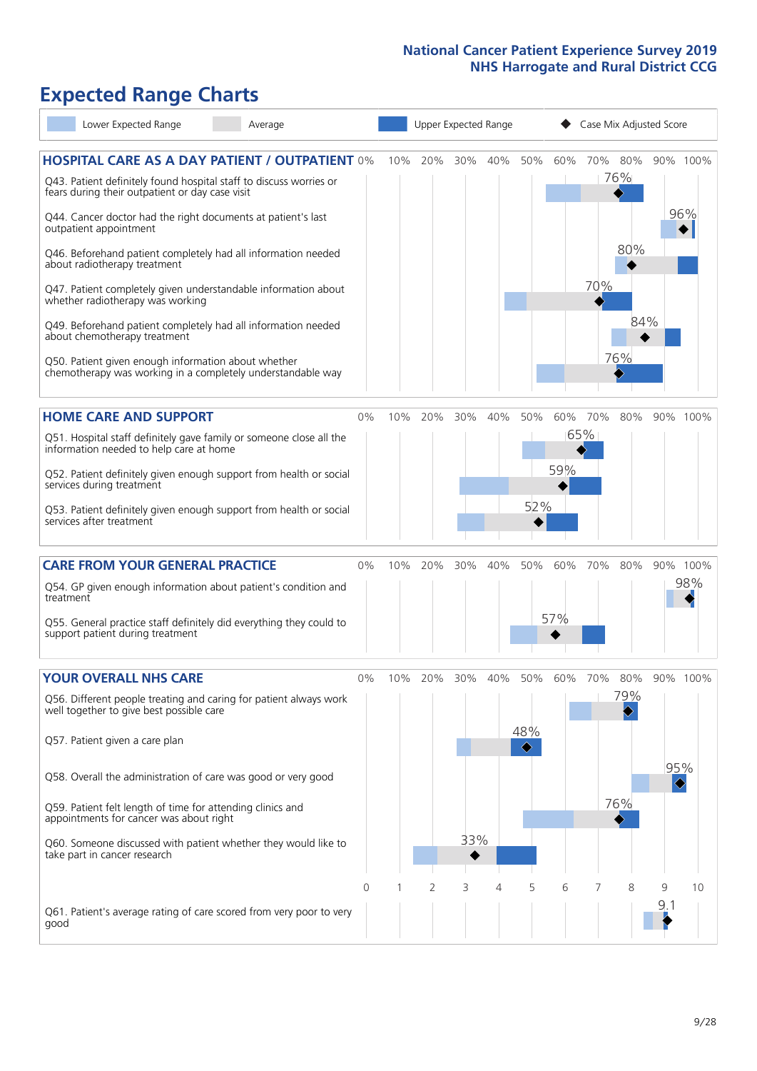# Expected Range Charts

Legend: Lower Expected Range | Average | Upper Expected Range | Case Mix Adjusted Score

## HOSPITAL CARE AS A DAY PATIENT / OUTPATIENT

| Question | Case Mix Adjusted Score |
|---|---|
| Q43. Patient definitely found hospital staff to discuss worries or fears during their outpatient or day case visit | 76% |
| Q44. Cancer doctor had the right documents at patient's last outpatient appointment | 96% |
| Q46. Beforehand patient completely had all information needed about radiotherapy treatment | 80% |
| Q47. Patient completely given understandable information about whether radiotherapy was working | 70% |
| Q49. Beforehand patient completely had all information needed about chemotherapy treatment | 84% |
| Q50. Patient given enough information about whether chemotherapy was working in a completely understandable way | 76% |

## HOME CARE AND SUPPORT

| Question | Case Mix Adjusted Score |
|---|---|
| Q51. Hospital staff definitely gave family or someone close all the information needed to help care at home | 65% |
| Q52. Patient definitely given enough support from health or social services during treatment | 59% |
| Q53. Patient definitely given enough support from health or social services after treatment | 52% |

## CARE FROM YOUR GENERAL PRACTICE

| Question | Case Mix Adjusted Score |
|---|---|
| Q54. GP given enough information about patient's condition and treatment | 98% |
| Q55. General practice staff definitely did everything they could to support patient during treatment | 57% |

## YOUR OVERALL NHS CARE

| Question | Case Mix Adjusted Score |
|---|---|
| Q56. Different people treating and caring for patient always work well together to give best possible care | 79% |
| Q57. Patient given a care plan | 48% |
| Q58. Overall the administration of care was good or very good | 95% |
| Q59. Patient felt length of time for attending clinics and appointments for cancer was about right | 76% |
| Q60. Someone discussed with patient whether they would like to take part in cancer research | 33% |
| Q61. Patient's average rating of care scored from very poor to very good | 9.1 |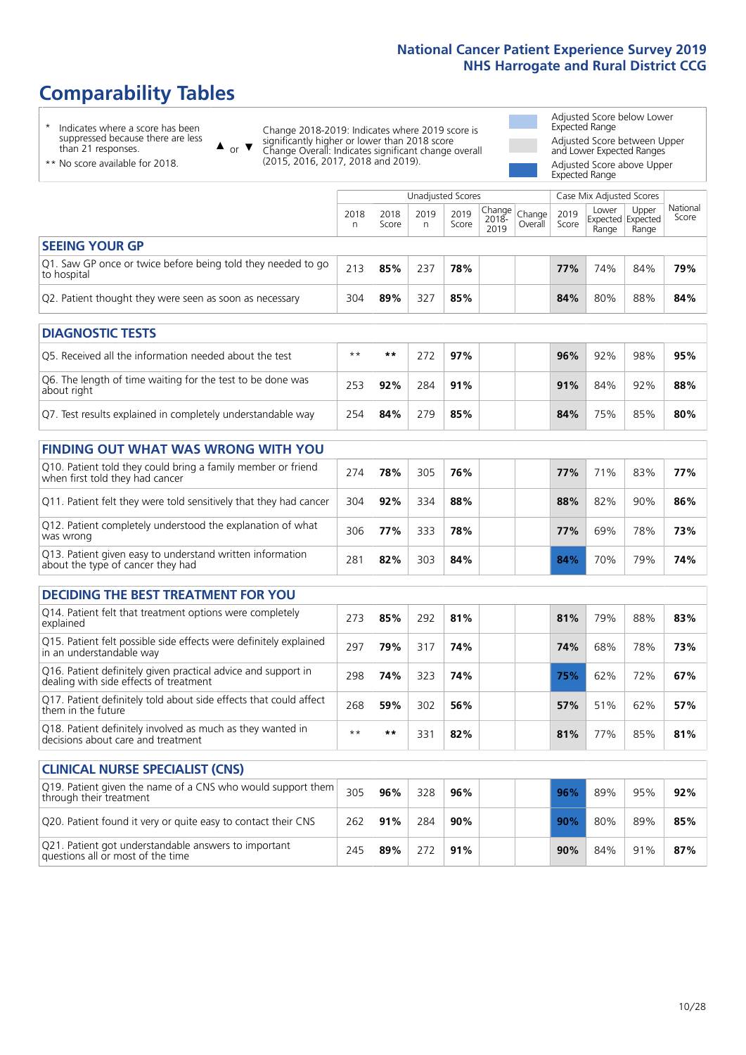# Comparability Tables

- \* Indicates where a score has been suppressed because there are less than 21 responses.
- \*\* No score available for 2018.

▲ or ▼ Change 2018-2019: Indicates where 2019 score is significantly higher or lower than 2018 score
Change Overall: Indicates significant change overall (2015, 2016, 2017, 2018 and 2019).

- Adjusted Score below Lower Expected Range
- Adjusted Score between Upper and Lower Expected Ranges
- Adjusted Score above Upper Expected Range

| | Unadjusted Scores | | | | | | Case Mix Adjusted Scores | | | |
|---|---|---|---|---|---|---|---|---|---|---|
| | 2018 n | 2018 Score | 2019 n | 2019 Score | Change 2018-2019 | Change Overall | 2019 Score | Lower Expected Range | Upper Expected Range | National Score |
| **SEEING YOUR GP** | | | | | | | | | | |
| Q1. Saw GP once or twice before being told they needed to go to hospital | 213 | **85%** | 237 | **78%** | | | **77%** | 74% | 84% | **79%** |
| Q2. Patient thought they were seen as soon as necessary | 304 | **89%** | 327 | **85%** | | | **84%** | 80% | 88% | **84%** |
| **DIAGNOSTIC TESTS** | | | | | | | | | | |
| Q5. Received all the information needed about the test | ** | ** | 272 | **97%** | | | **96%** | 92% | 98% | **95%** |
| Q6. The length of time waiting for the test to be done was about right | 253 | **92%** | 284 | **91%** | | | **91%** | 84% | 92% | **88%** |
| Q7. Test results explained in completely understandable way | 254 | **84%** | 279 | **85%** | | | **84%** | 75% | 85% | **80%** |
| **FINDING OUT WHAT WAS WRONG WITH YOU** | | | | | | | | | | |
| Q10. Patient told they could bring a family member or friend when first told they had cancer | 274 | **78%** | 305 | **76%** | | | **77%** | 71% | 83% | **77%** |
| Q11. Patient felt they were told sensitively that they had cancer | 304 | **92%** | 334 | **88%** | | | **88%** | 82% | 90% | **86%** |
| Q12. Patient completely understood the explanation of what was wrong | 306 | **77%** | 333 | **78%** | | | **77%** | 69% | 78% | **73%** |
| Q13. Patient given easy to understand written information about the type of cancer they had | 281 | **82%** | 303 | **84%** | | | **84%** | 70% | 79% | **74%** |
| **DECIDING THE BEST TREATMENT FOR YOU** | | | | | | | | | | |
| Q14. Patient felt that treatment options were completely explained | 273 | **85%** | 292 | **81%** | | | **81%** | 79% | 88% | **83%** |
| Q15. Patient felt possible side effects were definitely explained in an understandable way | 297 | **79%** | 317 | **74%** | | | **74%** | 68% | 78% | **73%** |
| Q16. Patient definitely given practical advice and support in dealing with side effects of treatment | 298 | **74%** | 323 | **74%** | | | **75%** | 62% | 72% | **67%** |
| Q17. Patient definitely told about side effects that could affect them in the future | 268 | **59%** | 302 | **56%** | | | **57%** | 51% | 62% | **57%** |
| Q18. Patient definitely involved as much as they wanted in decisions about care and treatment | ** | ** | 331 | **82%** | | | **81%** | 77% | 85% | **81%** |
| **CLINICAL NURSE SPECIALIST (CNS)** | | | | | | | | | | |
| Q19. Patient given the name of a CNS who would support them through their treatment | 305 | **96%** | 328 | **96%** | | | **96%** | 89% | 95% | **92%** |
| Q20. Patient found it very or quite easy to contact their CNS | 262 | **91%** | 284 | **90%** | | | **90%** | 80% | 89% | **85%** |
| Q21. Patient got understandable answers to important questions all or most of the time | 245 | **89%** | 272 | **91%** | | | **90%** | 84% | 91% | **87%** |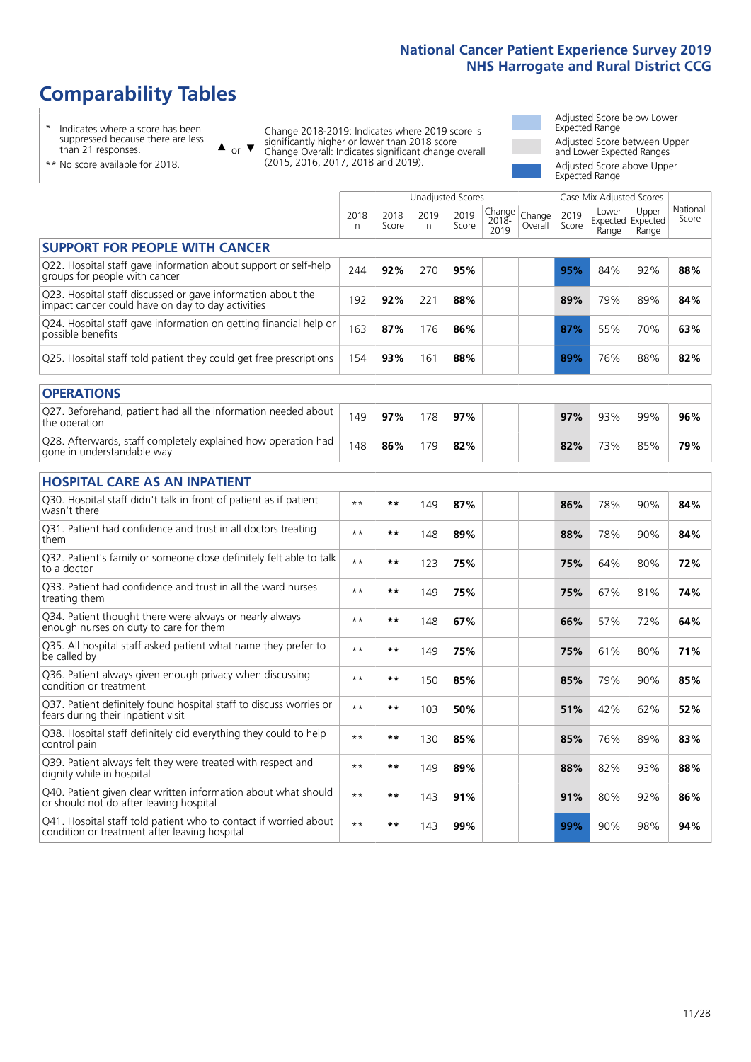# Comparability Tables

- \* Indicates where a score has been suppressed because there are less than 21 responses.
- \*\* No score available for 2018.

▲ or ▼ Change 2018-2019: Indicates where 2019 score is significantly higher or lower than 2018 score. Change Overall: Indicates significant change overall (2015, 2016, 2017, 2018 and 2019).

- Adjusted Score below Lower Expected Range
- Adjusted Score between Upper and Lower Expected Ranges
- Adjusted Score above Upper Expected Range

| | Unadjusted Scores | | | | | | Case Mix Adjusted Scores | | | |
|---|---|---|---|---|---|---|---|---|---|---|
| | 2018 n | 2018 Score | 2019 n | 2019 Score | Change 2018-2019 | Change Overall | 2019 Score | Lower Expected Range | Upper Expected Range | National Score |
| **SUPPORT FOR PEOPLE WITH CANCER** | | | | | | | | | | |
| Q22. Hospital staff gave information about support or self-help groups for people with cancer | 244 | **92%** | 270 | **95%** | | | **95%** | 84% | 92% | **88%** |
| Q23. Hospital staff discussed or gave information about the impact cancer could have on day to day activities | 192 | **92%** | 221 | **88%** | | | **89%** | 79% | 89% | **84%** |
| Q24. Hospital staff gave information on getting financial help or possible benefits | 163 | **87%** | 176 | **86%** | | | **87%** | 55% | 70% | **63%** |
| Q25. Hospital staff told patient they could get free prescriptions | 154 | **93%** | 161 | **88%** | | | **89%** | 76% | 88% | **82%** |
| **OPERATIONS** | | | | | | | | | | |
| Q27. Beforehand, patient had all the information needed about the operation | 149 | **97%** | 178 | **97%** | | | **97%** | 93% | 99% | **96%** |
| Q28. Afterwards, staff completely explained how operation had gone in understandable way | 148 | **86%** | 179 | **82%** | | | **82%** | 73% | 85% | **79%** |
| **HOSPITAL CARE AS AN INPATIENT** | | | | | | | | | | |
| Q30. Hospital staff didn't talk in front of patient as if patient wasn't there | ** | ** | 149 | **87%** | | | **86%** | 78% | 90% | **84%** |
| Q31. Patient had confidence and trust in all doctors treating them | ** | ** | 148 | **89%** | | | **88%** | 78% | 90% | **84%** |
| Q32. Patient's family or someone close definitely felt able to talk to a doctor | ** | ** | 123 | **75%** | | | **75%** | 64% | 80% | **72%** |
| Q33. Patient had confidence and trust in all the ward nurses treating them | ** | ** | 149 | **75%** | | | **75%** | 67% | 81% | **74%** |
| Q34. Patient thought there were always or nearly always enough nurses on duty to care for them | ** | ** | 148 | **67%** | | | **66%** | 57% | 72% | **64%** |
| Q35. All hospital staff asked patient what name they prefer to be called by | ** | ** | 149 | **75%** | | | **75%** | 61% | 80% | **71%** |
| Q36. Patient always given enough privacy when discussing condition or treatment | ** | ** | 150 | **85%** | | | **85%** | 79% | 90% | **85%** |
| Q37. Patient definitely found hospital staff to discuss worries or fears during their inpatient visit | ** | ** | 103 | **50%** | | | **51%** | 42% | 62% | **52%** |
| Q38. Hospital staff definitely did everything they could to help control pain | ** | ** | 130 | **85%** | | | **85%** | 76% | 89% | **83%** |
| Q39. Patient always felt they were treated with respect and dignity while in hospital | ** | ** | 149 | **89%** | | | **88%** | 82% | 93% | **88%** |
| Q40. Patient given clear written information about what should or should not do after leaving hospital | ** | ** | 143 | **91%** | | | **91%** | 80% | 92% | **86%** |
| Q41. Hospital staff told patient who to contact if worried about condition or treatment after leaving hospital | ** | ** | 143 | **99%** | | | **99%** | 90% | 98% | **94%** |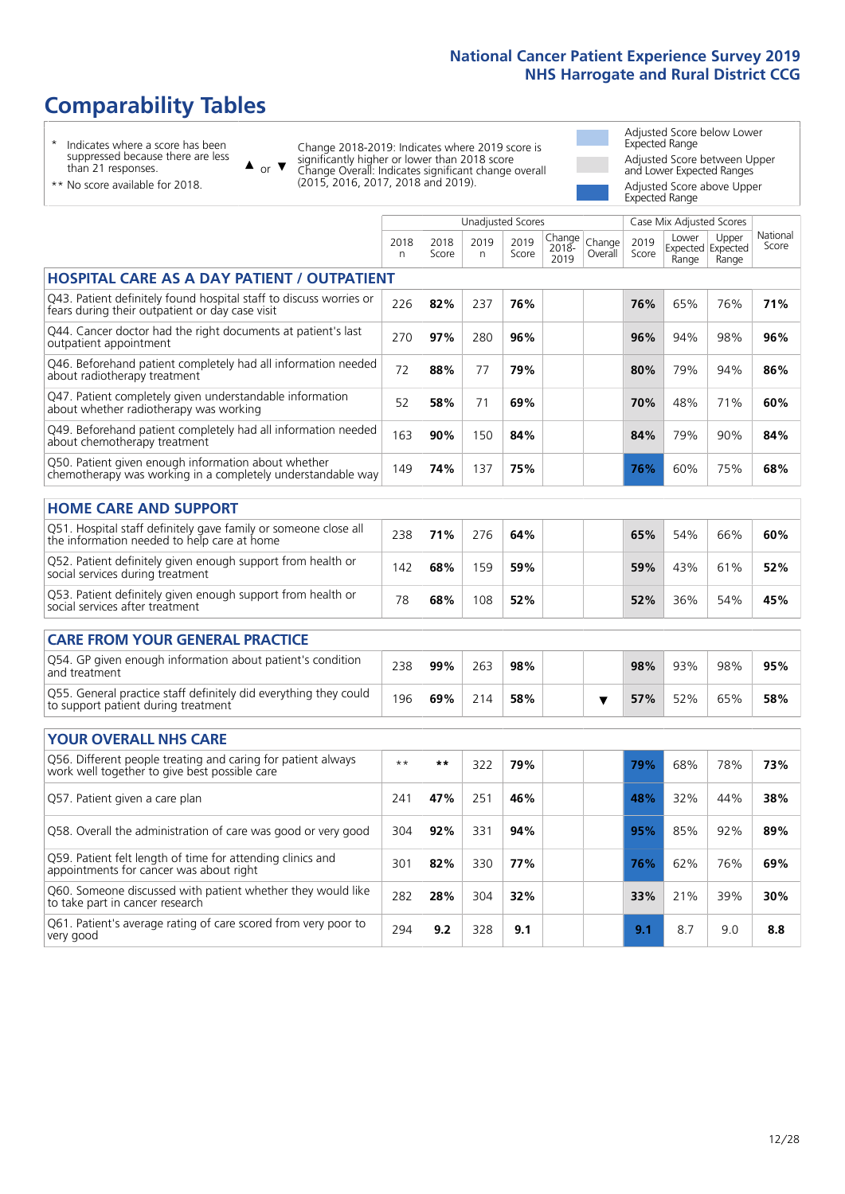# Comparability Tables

- \* Indicates where a score has been suppressed because there are less than 21 responses.
- \*\* No score available for 2018.

▲ or ▼ Change 2018-2019: Indicates where 2019 score is significantly higher or lower than 2018 score. Change Overall: Indicates significant change overall (2015, 2016, 2017, 2018 and 2019).

- Adjusted Score below Lower Expected Range
- Adjusted Score between Upper and Lower Expected Ranges
- Adjusted Score above Upper Expected Range

| | Unadjusted Scores | | | | | | Case Mix Adjusted Scores | | | |
|---|---|---|---|---|---|---|---|---|---|---|
| | 2018 n | 2018 Score | 2019 n | 2019 Score | Change 2018-2019 | Change Overall | 2019 Score | Lower Expected Range | Upper Expected Range | National Score |
| **HOSPITAL CARE AS A DAY PATIENT / OUTPATIENT** | | | | | | | | | | |
| Q43. Patient definitely found hospital staff to discuss worries or fears during their outpatient or day case visit | 226 | **82%** | 237 | **76%** | | | **76%** | 65% | 76% | **71%** |
| Q44. Cancer doctor had the right documents at patient's last outpatient appointment | 270 | **97%** | 280 | **96%** | | | **96%** | 94% | 98% | **96%** |
| Q46. Beforehand patient completely had all information needed about radiotherapy treatment | 72 | **88%** | 77 | **79%** | | | **80%** | 79% | 94% | **86%** |
| Q47. Patient completely given understandable information about whether radiotherapy was working | 52 | **58%** | 71 | **69%** | | | **70%** | 48% | 71% | **60%** |
| Q49. Beforehand patient completely had all information needed about chemotherapy treatment | 163 | **90%** | 150 | **84%** | | | **84%** | 79% | 90% | **84%** |
| Q50. Patient given enough information about whether chemotherapy was working in a completely understandable way | 149 | **74%** | 137 | **75%** | | | **76%** | 60% | 75% | **68%** |
| **HOME CARE AND SUPPORT** | | | | | | | | | | |
| Q51. Hospital staff definitely gave family or someone close all the information needed to help care at home | 238 | **71%** | 276 | **64%** | | | **65%** | 54% | 66% | **60%** |
| Q52. Patient definitely given enough support from health or social services during treatment | 142 | **68%** | 159 | **59%** | | | **59%** | 43% | 61% | **52%** |
| Q53. Patient definitely given enough support from health or social services after treatment | 78 | **68%** | 108 | **52%** | | | **52%** | 36% | 54% | **45%** |
| **CARE FROM YOUR GENERAL PRACTICE** | | | | | | | | | | |
| Q54. GP given enough information about patient's condition and treatment | 238 | **99%** | 263 | **98%** | | | **98%** | 93% | 98% | **95%** |
| Q55. General practice staff definitely did everything they could to support patient during treatment | 196 | **69%** | 214 | **58%** | | ▼ | **57%** | 52% | 65% | **58%** |
| **YOUR OVERALL NHS CARE** | | | | | | | | | | |
| Q56. Different people treating and caring for patient always work well together to give best possible care | ** | ** | 322 | **79%** | | | **79%** | 68% | 78% | **73%** |
| Q57. Patient given a care plan | 241 | **47%** | 251 | **46%** | | | **48%** | 32% | 44% | **38%** |
| Q58. Overall the administration of care was good or very good | 304 | **92%** | 331 | **94%** | | | **95%** | 85% | 92% | **89%** |
| Q59. Patient felt length of time for attending clinics and appointments for cancer was about right | 301 | **82%** | 330 | **77%** | | | **76%** | 62% | 76% | **69%** |
| Q60. Someone discussed with patient whether they would like to take part in cancer research | 282 | **28%** | 304 | **32%** | | | **33%** | 21% | 39% | **30%** |
| Q61. Patient's average rating of care scored from very poor to very good | 294 | **9.2** | 328 | **9.1** | | | **9.1** | 8.7 | 9.0 | **8.8** |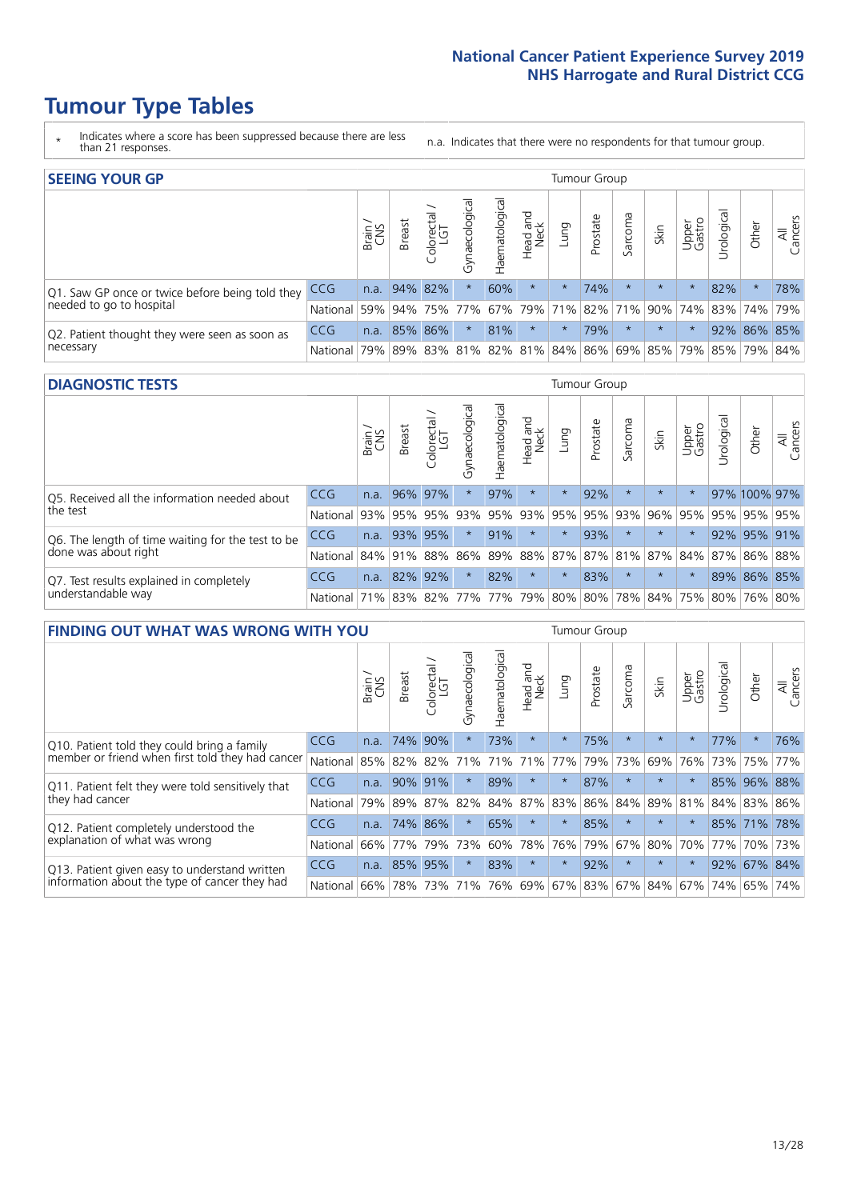# Tumour Type Tables

\* Indicates where a score has been suppressed because there are less than 21 responses.

n.a. Indicates that there were no respondents for that tumour group.

## SEEING YOUR GP

| | | Brain / CNS | Breast | Colorectal / LGT | Gynaecological | Haematological | Head and Neck | Lung | Prostate | Sarcoma | Skin | Upper Gastro | Urological | Other | All Cancers |
|---|---|---|---|---|---|---|---|---|---|---|---|---|---|---|---|
| Q1. Saw GP once or twice before being told they needed to go to hospital | CCG | n.a. | 94% | 82% | * | 60% | * | * | 74% | * | * | * | 82% | * | 78% |
| | National | 59% | 94% | 75% | 77% | 67% | 79% | 71% | 82% | 71% | 90% | 74% | 83% | 74% | 79% |
| Q2. Patient thought they were seen as soon as necessary | CCG | n.a. | 85% | 86% | * | 81% | * | * | 79% | * | * | * | 92% | 86% | 85% |
| | National | 79% | 89% | 83% | 81% | 82% | 81% | 84% | 86% | 69% | 85% | 79% | 85% | 79% | 84% |

## DIAGNOSTIC TESTS

| | | Brain / CNS | Breast | Colorectal / LGT | Gynaecological | Haematological | Head and Neck | Lung | Prostate | Sarcoma | Skin | Upper Gastro | Urological | Other | All Cancers |
|---|---|---|---|---|---|---|---|---|---|---|---|---|---|---|---|
| Q5. Received all the information needed about the test | CCG | n.a. | 96% | 97% | * | 97% | * | * | 92% | * | * | * | 97% | 100% | 97% |
| | National | 93% | 95% | 95% | 93% | 95% | 93% | 95% | 95% | 93% | 96% | 95% | 95% | 95% | 95% |
| Q6. The length of time waiting for the test to be done was about right | CCG | n.a. | 93% | 95% | * | 91% | * | * | 93% | * | * | * | 92% | 95% | 91% |
| | National | 84% | 91% | 88% | 86% | 89% | 88% | 87% | 87% | 81% | 87% | 84% | 87% | 86% | 88% |
| Q7. Test results explained in completely understandable way | CCG | n.a. | 82% | 92% | * | 82% | * | * | 83% | * | * | * | 89% | 86% | 85% |
| | National | 71% | 83% | 82% | 77% | 77% | 79% | 80% | 80% | 78% | 84% | 75% | 80% | 76% | 80% |

## FINDING OUT WHAT WAS WRONG WITH YOU

| | | Brain / CNS | Breast | Colorectal / LGT | Gynaecological | Haematological | Head and Neck | Lung | Prostate | Sarcoma | Skin | Upper Gastro | Urological | Other | All Cancers |
|---|---|---|---|---|---|---|---|---|---|---|---|---|---|---|---|
| Q10. Patient told they could bring a family member or friend when first told they had cancer | CCG | n.a. | 74% | 90% | * | 73% | * | * | 75% | * | * | * | 77% | * | 76% |
| | National | 85% | 82% | 82% | 71% | 71% | 71% | 77% | 79% | 73% | 69% | 76% | 73% | 75% | 77% |
| Q11. Patient felt they were told sensitively that they had cancer | CCG | n.a. | 90% | 91% | * | 89% | * | * | 87% | * | * | * | 85% | 96% | 88% |
| | National | 79% | 89% | 87% | 82% | 84% | 87% | 83% | 86% | 84% | 89% | 81% | 84% | 83% | 86% |
| Q12. Patient completely understood the explanation of what was wrong | CCG | n.a. | 74% | 86% | * | 65% | * | * | 85% | * | * | * | 85% | 71% | 78% |
| | National | 66% | 77% | 79% | 73% | 60% | 78% | 76% | 79% | 67% | 80% | 70% | 77% | 70% | 73% |
| Q13. Patient given easy to understand written information about the type of cancer they had | CCG | n.a. | 85% | 95% | * | 83% | * | * | 92% | * | * | * | 92% | 67% | 84% |
| | National | 66% | 78% | 73% | 71% | 76% | 69% | 67% | 83% | 67% | 84% | 67% | 74% | 65% | 74% |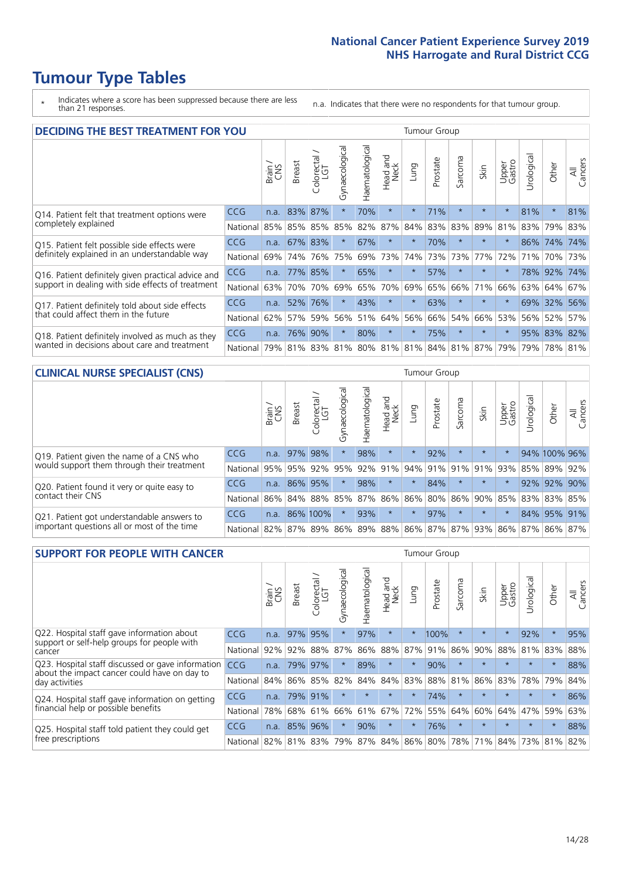# Tumour Type Tables

\* Indicates where a score has been suppressed because there are less than 21 responses.

n.a. Indicates that there were no respondents for that tumour group.

## DECIDING THE BEST TREATMENT FOR YOU

| | | Brain / CNS | Breast | Colorectal / LGT | Gynaecological | Haematological | Head and Neck | Lung | Prostate | Sarcoma | Skin | Upper Gastro | Urological | Other | All Cancers |
|---|---|---|---|---|---|---|---|---|---|---|---|---|---|---|---|
| Q14. Patient felt that treatment options were completely explained | CCG | n.a. | 83% | 87% | * | 70% | * | * | 71% | * | * | * | 81% | * | 81% |
| | National | 85% | 85% | 85% | 85% | 82% | 87% | 84% | 83% | 83% | 89% | 81% | 83% | 79% | 83% |
| Q15. Patient felt possible side effects were definitely explained in an understandable way | CCG | n.a. | 67% | 83% | * | 67% | * | * | 70% | * | * | * | 86% | 74% | 74% |
| | National | 69% | 74% | 76% | 75% | 69% | 73% | 74% | 73% | 73% | 77% | 72% | 71% | 70% | 73% |
| Q16. Patient definitely given practical advice and support in dealing with side effects of treatment | CCG | n.a. | 77% | 85% | * | 65% | * | * | 57% | * | * | * | 78% | 92% | 74% |
| | National | 63% | 70% | 70% | 69% | 65% | 70% | 69% | 65% | 66% | 71% | 66% | 63% | 64% | 67% |
| Q17. Patient definitely told about side effects that could affect them in the future | CCG | n.a. | 52% | 76% | * | 43% | * | * | 63% | * | * | * | 69% | 32% | 56% |
| | National | 62% | 57% | 59% | 56% | 51% | 64% | 56% | 66% | 54% | 66% | 53% | 56% | 52% | 57% |
| Q18. Patient definitely involved as much as they wanted in decisions about care and treatment | CCG | n.a. | 76% | 90% | * | 80% | * | * | 75% | * | * | * | 95% | 83% | 82% |
| | National | 79% | 81% | 83% | 81% | 80% | 81% | 81% | 84% | 81% | 87% | 79% | 79% | 78% | 81% |

## CLINICAL NURSE SPECIALIST (CNS)

| | | Brain / CNS | Breast | Colorectal / LGT | Gynaecological | Haematological | Head and Neck | Lung | Prostate | Sarcoma | Skin | Upper Gastro | Urological | Other | All Cancers |
|---|---|---|---|---|---|---|---|---|---|---|---|---|---|---|---|
| Q19. Patient given the name of a CNS who would support them through their treatment | CCG | n.a. | 97% | 98% | * | 98% | * | * | 92% | * | * | * | 94% | 100% | 96% |
| | National | 95% | 95% | 92% | 95% | 92% | 91% | 94% | 91% | 91% | 91% | 93% | 85% | 89% | 92% |
| Q20. Patient found it very or quite easy to contact their CNS | CCG | n.a. | 86% | 95% | * | 98% | * | * | 84% | * | * | * | 92% | 92% | 90% |
| | National | 86% | 84% | 88% | 85% | 87% | 86% | 86% | 80% | 86% | 90% | 85% | 83% | 83% | 85% |
| Q21. Patient got understandable answers to important questions all or most of the time | CCG | n.a. | 86% | 100% | * | 93% | * | * | 97% | * | * | * | 84% | 95% | 91% |
| | National | 82% | 87% | 89% | 86% | 89% | 88% | 86% | 87% | 87% | 93% | 86% | 87% | 86% | 87% |

## SUPPORT FOR PEOPLE WITH CANCER

| | | Brain / CNS | Breast | Colorectal / LGT | Gynaecological | Haematological | Head and Neck | Lung | Prostate | Sarcoma | Skin | Upper Gastro | Urological | Other | All Cancers |
|---|---|---|---|---|---|---|---|---|---|---|---|---|---|---|---|
| Q22. Hospital staff gave information about support or self-help groups for people with cancer | CCG | n.a. | 97% | 95% | * | 97% | * | * | 100% | * | * | * | 92% | * | 95% |
| | National | 92% | 92% | 88% | 87% | 86% | 88% | 87% | 91% | 86% | 90% | 88% | 81% | 83% | 88% |
| Q23. Hospital staff discussed or gave information about the impact cancer could have on day to day activities | CCG | n.a. | 79% | 97% | * | 89% | * | * | 90% | * | * | * | * | * | 88% |
| | National | 84% | 86% | 85% | 82% | 84% | 84% | 83% | 88% | 81% | 86% | 83% | 78% | 79% | 84% |
| Q24. Hospital staff gave information on getting financial help or possible benefits | CCG | n.a. | 79% | 91% | * | * | * | * | 74% | * | * | * | * | * | 86% |
| | National | 78% | 68% | 61% | 66% | 61% | 67% | 72% | 55% | 64% | 60% | 64% | 47% | 59% | 63% |
| Q25. Hospital staff told patient they could get free prescriptions | CCG | n.a. | 85% | 96% | * | 90% | * | * | 76% | * | * | * | * | * | 88% |
| | National | 82% | 81% | 83% | 79% | 87% | 84% | 86% | 80% | 78% | 71% | 84% | 73% | 81% | 82% |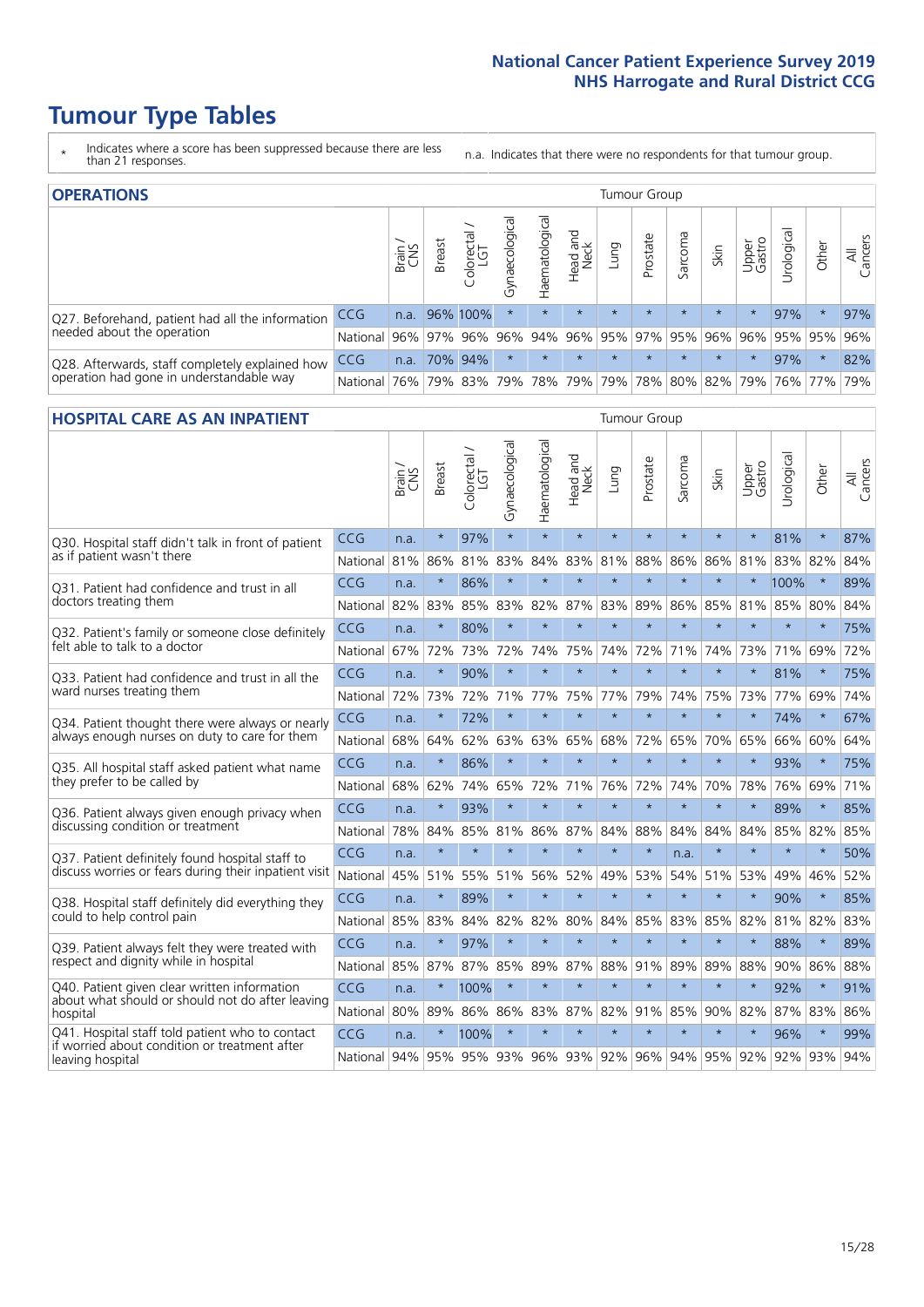# Tumour Type Tables

\* Indicates where a score has been suppressed because there are less than 21 responses.

n.a. Indicates that there were no respondents for that tumour group.

## OPERATIONS

| | | Brain / CNS | Breast | Colorectal / LGT | Gynaecological | Haematological | Head and Neck | Lung | Prostate | Sarcoma | Skin | Upper Gastro | Urological | Other | All Cancers |
|---|---|---|---|---|---|---|---|---|---|---|---|---|---|---|---|
| Q27. Beforehand, patient had all the information needed about the operation | CCG | n.a. | 96% | 100% | * | * | * | * | * | * | * | * | 97% | * | 97% |
| | National | 96% | 97% | 96% | 96% | 94% | 96% | 95% | 97% | 95% | 96% | 96% | 95% | 95% | 96% |
| Q28. Afterwards, staff completely explained how operation had gone in understandable way | CCG | n.a. | 70% | 94% | * | * | * | * | * | * | * | * | 97% | * | 82% |
| | National | 76% | 79% | 83% | 79% | 78% | 79% | 79% | 78% | 80% | 82% | 79% | 76% | 77% | 79% |

## HOSPITAL CARE AS AN INPATIENT

| | | Brain / CNS | Breast | Colorectal / LGT | Gynaecological | Haematological | Head and Neck | Lung | Prostate | Sarcoma | Skin | Upper Gastro | Urological | Other | All Cancers |
|---|---|---|---|---|---|---|---|---|---|---|---|---|---|---|---|
| Q30. Hospital staff didn't talk in front of patient as if patient wasn't there | CCG | n.a. | * | 97% | * | * | * | * | * | * | * | * | 81% | * | 87% |
| | National | 81% | 86% | 81% | 83% | 84% | 83% | 81% | 88% | 86% | 86% | 81% | 83% | 82% | 84% |
| Q31. Patient had confidence and trust in all doctors treating them | CCG | n.a. | * | 86% | * | * | * | * | * | * | * | * | 100% | * | 89% |
| | National | 82% | 83% | 85% | 83% | 82% | 87% | 83% | 89% | 86% | 85% | 81% | 85% | 80% | 84% |
| Q32. Patient's family or someone close definitely felt able to talk to a doctor | CCG | n.a. | * | 80% | * | * | * | * | * | * | * | * | * | * | 75% |
| | National | 67% | 72% | 73% | 72% | 74% | 75% | 74% | 72% | 71% | 74% | 73% | 71% | 69% | 72% |
| Q33. Patient had confidence and trust in all the ward nurses treating them | CCG | n.a. | * | 90% | * | * | * | * | * | * | * | * | 81% | * | 75% |
| | National | 72% | 73% | 72% | 71% | 77% | 75% | 77% | 79% | 74% | 75% | 73% | 77% | 69% | 74% |
| Q34. Patient thought there were always or nearly always enough nurses on duty to care for them | CCG | n.a. | * | 72% | * | * | * | * | * | * | * | * | 74% | * | 67% |
| | National | 68% | 64% | 62% | 63% | 63% | 65% | 68% | 72% | 65% | 70% | 65% | 66% | 60% | 64% |
| Q35. All hospital staff asked patient what name they prefer to be called by | CCG | n.a. | * | 86% | * | * | * | * | * | * | * | * | 93% | * | 75% |
| | National | 68% | 62% | 74% | 65% | 72% | 71% | 76% | 72% | 74% | 70% | 78% | 76% | 69% | 71% |
| Q36. Patient always given enough privacy when discussing condition or treatment | CCG | n.a. | * | 93% | * | * | * | * | * | * | * | * | 89% | * | 85% |
| | National | 78% | 84% | 85% | 81% | 86% | 87% | 84% | 88% | 84% | 84% | 84% | 85% | 82% | 85% |
| Q37. Patient definitely found hospital staff to discuss worries or fears during their inpatient visit | CCG | n.a. | * | * | * | * | * | * | * | n.a. | * | * | * | * | 50% |
| | National | 45% | 51% | 55% | 51% | 56% | 52% | 49% | 53% | 54% | 51% | 53% | 49% | 46% | 52% |
| Q38. Hospital staff definitely did everything they could to help control pain | CCG | n.a. | * | 89% | * | * | * | * | * | * | * | * | 90% | * | 85% |
| | National | 85% | 83% | 84% | 82% | 82% | 80% | 84% | 85% | 83% | 85% | 82% | 81% | 82% | 83% |
| Q39. Patient always felt they were treated with respect and dignity while in hospital | CCG | n.a. | * | 97% | * | * | * | * | * | * | * | * | 88% | * | 89% |
| | National | 85% | 87% | 87% | 85% | 89% | 87% | 88% | 91% | 89% | 89% | 88% | 90% | 86% | 88% |
| Q40. Patient given clear written information about what should or should not do after leaving hospital | CCG | n.a. | * | 100% | * | * | * | * | * | * | * | * | 92% | * | 91% |
| | National | 80% | 89% | 86% | 86% | 83% | 87% | 82% | 91% | 85% | 90% | 82% | 87% | 83% | 86% |
| Q41. Hospital staff told patient who to contact if worried about condition or treatment after leaving hospital | CCG | n.a. | * | 100% | * | * | * | * | * | * | * | * | 96% | * | 99% |
| | National | 94% | 95% | 95% | 93% | 96% | 93% | 92% | 96% | 94% | 95% | 92% | 92% | 93% | 94% |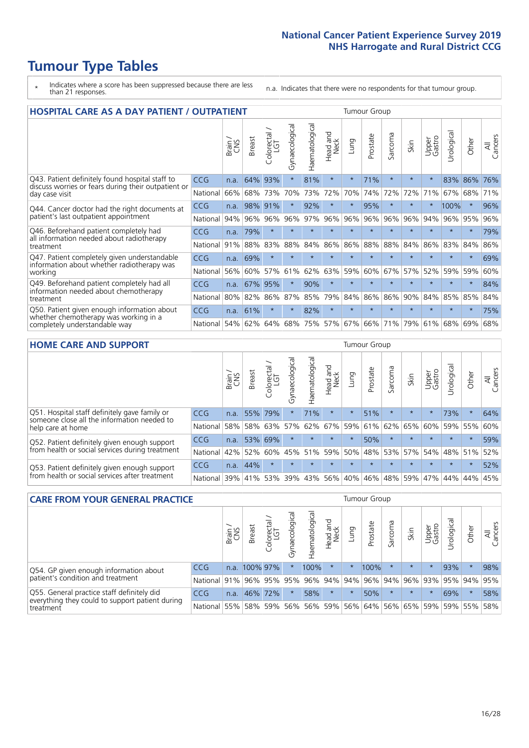# Tumour Type Tables

\* Indicates where a score has been suppressed because there are less than 21 responses.

n.a. Indicates that there were no respondents for that tumour group.

## HOSPITAL CARE AS A DAY PATIENT / OUTPATIENT

| | | Brain / CNS | Breast | Colorectal / LGT | Gynaecological | Haematological | Head and Neck | Lung | Prostate | Sarcoma | Skin | Upper Gastro | Urological | Other | All Cancers |
|---|---|---|---|---|---|---|---|---|---|---|---|---|---|---|---|
| Q43. Patient definitely found hospital staff to discuss worries or fears during their outpatient or day case visit | CCG | n.a. | 64% | 93% | * | 81% | * | * | 71% | * | * | * | 83% | 86% | 76% |
| | National | 66% | 68% | 73% | 70% | 73% | 72% | 70% | 74% | 72% | 72% | 71% | 67% | 68% | 71% |
| Q44. Cancer doctor had the right documents at patient's last outpatient appointment | CCG | n.a. | 98% | 91% | * | 92% | * | * | 95% | * | * | * | 100% | * | 96% |
| | National | 94% | 96% | 96% | 96% | 97% | 96% | 96% | 96% | 96% | 96% | 94% | 96% | 95% | 96% |
| Q46. Beforehand patient completely had all information needed about radiotherapy treatment | CCG | n.a. | 79% | * | * | * | * | * | * | * | * | * | * | * | 79% |
| | National | 91% | 88% | 83% | 88% | 84% | 86% | 86% | 88% | 88% | 84% | 86% | 83% | 84% | 86% |
| Q47. Patient completely given understandable information about whether radiotherapy was working | CCG | n.a. | 69% | * | * | * | * | * | * | * | * | * | * | * | 69% |
| | National | 56% | 60% | 57% | 61% | 62% | 63% | 59% | 60% | 67% | 57% | 52% | 59% | 59% | 60% |
| Q49. Beforehand patient completely had all information needed about chemotherapy treatment | CCG | n.a. | 67% | 95% | * | 90% | * | * | * | * | * | * | * | * | 84% |
| | National | 80% | 82% | 86% | 87% | 85% | 79% | 84% | 86% | 86% | 90% | 84% | 85% | 85% | 84% |
| Q50. Patient given enough information about whether chemotherapy was working in a completely understandable way | CCG | n.a. | 61% | * | * | 82% | * | * | * | * | * | * | * | * | 75% |
| | National | 54% | 62% | 64% | 68% | 75% | 57% | 67% | 66% | 71% | 79% | 61% | 68% | 69% | 68% |

## HOME CARE AND SUPPORT

| | | Brain / CNS | Breast | Colorectal / LGT | Gynaecological | Haematological | Head and Neck | Lung | Prostate | Sarcoma | Skin | Upper Gastro | Urological | Other | All Cancers |
|---|---|---|---|---|---|---|---|---|---|---|---|---|---|---|---|
| Q51. Hospital staff definitely gave family or someone close all the information needed to help care at home | CCG | n.a. | 55% | 79% | * | 71% | * | * | 51% | * | * | * | 73% | * | 64% |
| | National | 58% | 58% | 63% | 57% | 62% | 67% | 59% | 61% | 62% | 65% | 60% | 59% | 55% | 60% |
| Q52. Patient definitely given enough support from health or social services during treatment | CCG | n.a. | 53% | 69% | * | * | * | * | 50% | * | * | * | * | * | 59% |
| | National | 42% | 52% | 60% | 45% | 51% | 59% | 50% | 48% | 53% | 57% | 54% | 48% | 51% | 52% |
| Q53. Patient definitely given enough support from health or social services after treatment | CCG | n.a. | 44% | * | * | * | * | * | * | * | * | * | * | * | 52% |
| | National | 39% | 41% | 53% | 39% | 43% | 56% | 40% | 46% | 48% | 59% | 47% | 44% | 44% | 45% |

## CARE FROM YOUR GENERAL PRACTICE

| | | Brain / CNS | Breast | Colorectal / LGT | Gynaecological | Haematological | Head and Neck | Lung | Prostate | Sarcoma | Skin | Upper Gastro | Urological | Other | All Cancers |
|---|---|---|---|---|---|---|---|---|---|---|---|---|---|---|---|
| Q54. GP given enough information about patient's condition and treatment | CCG | n.a. | 100% | 97% | * | 100% | * | * | 100% | * | * | * | 93% | * | 98% |
| | National | 91% | 96% | 95% | 95% | 96% | 94% | 94% | 96% | 94% | 96% | 93% | 95% | 94% | 95% |
| Q55. General practice staff definitely did everything they could to support patient during treatment | CCG | n.a. | 46% | 72% | * | 58% | * | * | 50% | * | * | * | 69% | * | 58% |
| | National | 55% | 58% | 59% | 56% | 56% | 59% | 56% | 64% | 56% | 65% | 59% | 59% | 55% | 58% |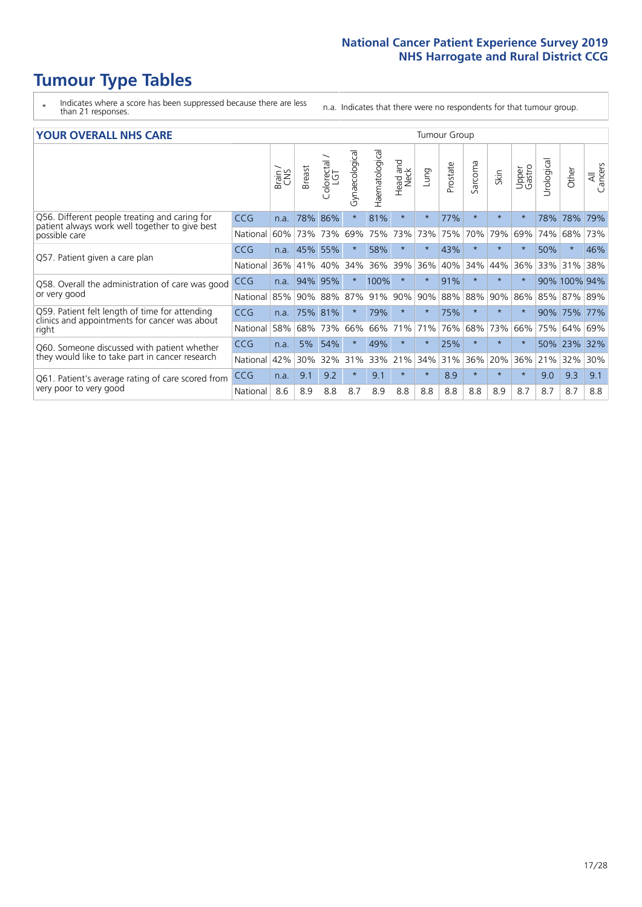# Tumour Type Tables

\* Indicates where a score has been suppressed because there are less than 21 responses.

n.a. Indicates that there were no respondents for that tumour group.

## YOUR OVERALL NHS CARE

| | | Brain / CNS | Breast | Colorectal / LGT | Gynaecological | Haematological | Head and Neck | Lung | Prostate | Sarcoma | Skin | Upper Gastro | Urological | Other | All Cancers |
|---|---|---|---|---|---|---|---|---|---|---|---|---|---|---|---|
| Q56. Different people treating and caring for patient always work well together to give best possible care | CCG | n.a. | 78% | 86% | * | 81% | * | * | 77% | * | * | * | 78% | 78% | 79% |
| | National | 60% | 73% | 73% | 69% | 75% | 73% | 73% | 75% | 70% | 79% | 69% | 74% | 68% | 73% |
| Q57. Patient given a care plan | CCG | n.a. | 45% | 55% | * | 58% | * | * | 43% | * | * | * | 50% | * | 46% |
| | National | 36% | 41% | 40% | 34% | 36% | 39% | 36% | 40% | 34% | 44% | 36% | 33% | 31% | 38% |
| Q58. Overall the administration of care was good or very good | CCG | n.a. | 94% | 95% | * | 100% | * | * | 91% | * | * | * | 90% | 100% | 94% |
| | National | 85% | 90% | 88% | 87% | 91% | 90% | 90% | 88% | 88% | 90% | 86% | 85% | 87% | 89% |
| Q59. Patient felt length of time for attending clinics and appointments for cancer was about right | CCG | n.a. | 75% | 81% | * | 79% | * | * | 75% | * | * | * | 90% | 75% | 77% |
| | National | 58% | 68% | 73% | 66% | 66% | 71% | 71% | 76% | 68% | 73% | 66% | 75% | 64% | 69% |
| Q60. Someone discussed with patient whether they would like to take part in cancer research | CCG | n.a. | 5% | 54% | * | 49% | * | * | 25% | * | * | * | 50% | 23% | 32% |
| | National | 42% | 30% | 32% | 31% | 33% | 21% | 34% | 31% | 36% | 20% | 36% | 21% | 32% | 30% |
| Q61. Patient's average rating of care scored from very poor to very good | CCG | n.a. | 9.1 | 9.2 | * | 9.1 | * | * | 8.9 | * | * | * | 9.0 | 9.3 | 9.1 |
| | National | 8.6 | 8.9 | 8.8 | 8.7 | 8.9 | 8.8 | 8.8 | 8.8 | 8.8 | 8.9 | 8.7 | 8.7 | 8.7 | 8.8 |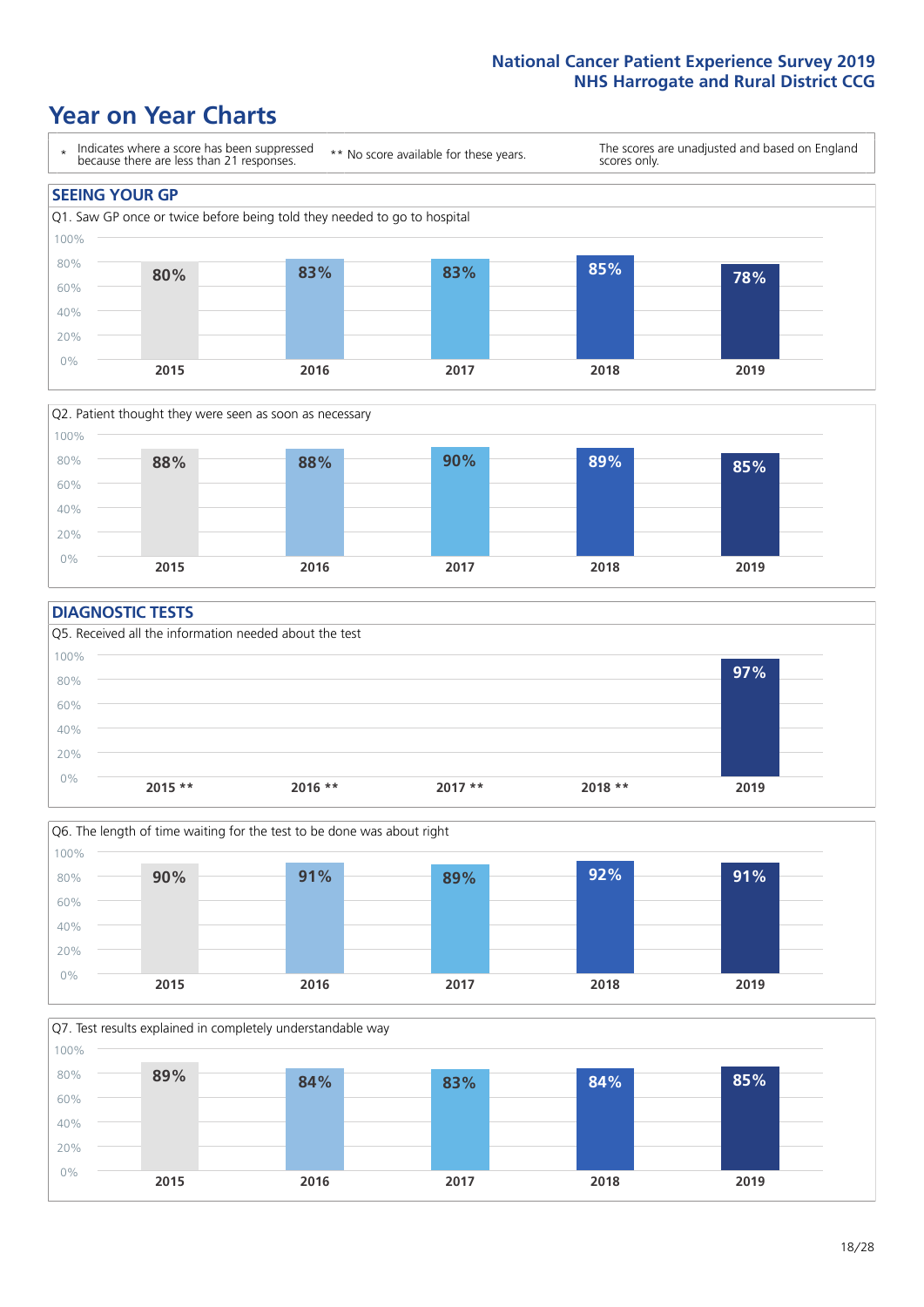# Year on Year Charts

\* Indicates where a score has been suppressed because there are less than 21 responses.

** No score available for these years.

The scores are unadjusted and based on England scores only.

## SEEING YOUR GP

Q1. Saw GP once or twice before being told they needed to go to hospital

| 2015 | 2016 | 2017 | 2018 | 2019 |
|---|---|---|---|---|
| 80% | 83% | 83% | 85% | 78% |

Q2. Patient thought they were seen as soon as necessary

| 2015 | 2016 | 2017 | 2018 | 2019 |
|---|---|---|---|---|
| 88% | 88% | 90% | 89% | 85% |

## DIAGNOSTIC TESTS

Q5. Received all the information needed about the test

| 2015 ** | 2016 ** | 2017 ** | 2018 ** | 2019 |
|---|---|---|---|---|
| | | | | 97% |

Q6. The length of time waiting for the test to be done was about right

| 2015 | 2016 | 2017 | 2018 | 2019 |
|---|---|---|---|---|
| 90% | 91% | 89% | 92% | 91% |

Q7. Test results explained in completely understandable way

| 2015 | 2016 | 2017 | 2018 | 2019 |
|---|---|---|---|---|
| 89% | 84% | 83% | 84% | 85% |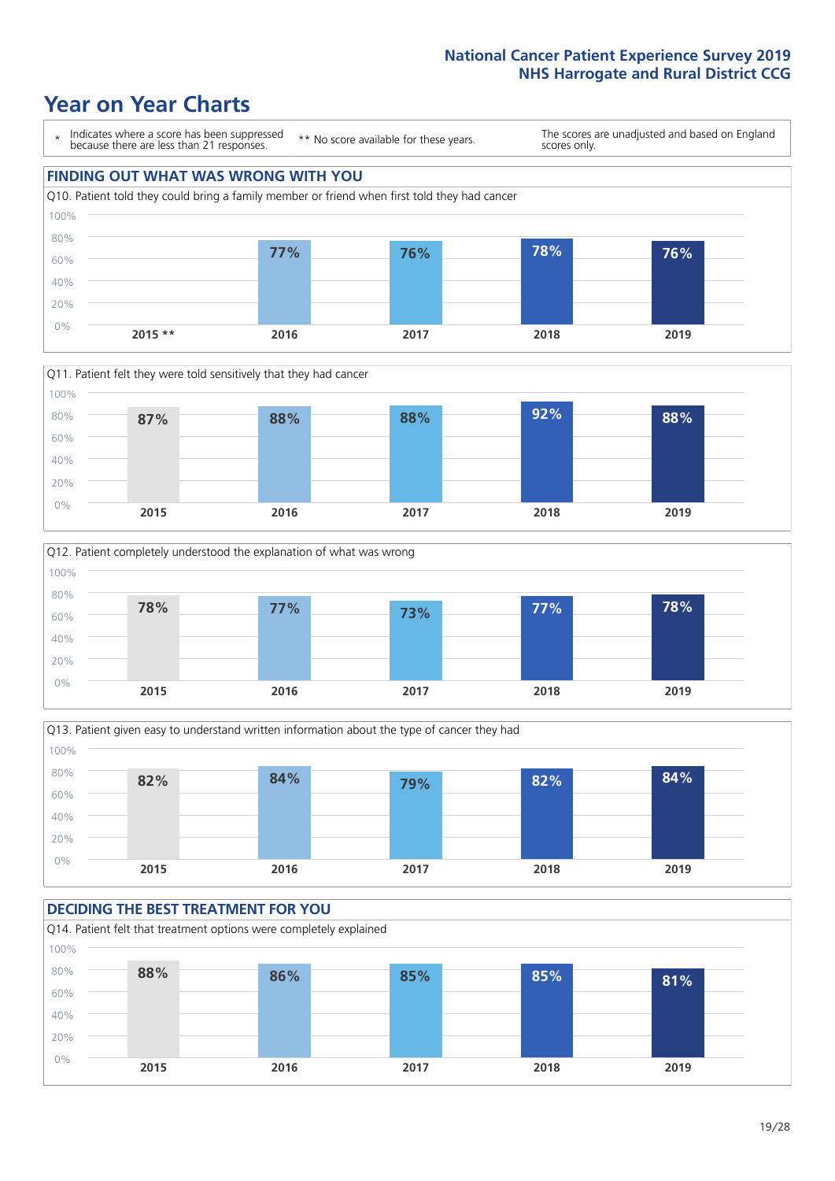# Year on Year Charts

\* Indicates where a score has been suppressed because there are less than 21 responses.

\*\* No score available for these years.

The scores are unadjusted and based on England scores only.

## FINDING OUT WHAT WAS WRONG WITH YOU

Q10. Patient told they could bring a family member or friend when first told they had cancer

| 2015 ** | 2016 | 2017 | 2018 | 2019 |
|---|---|---|---|---|
| | 77% | 76% | 78% | 76% |

Q11. Patient felt they were told sensitively that they had cancer

| 2015 | 2016 | 2017 | 2018 | 2019 |
|---|---|---|---|---|
| 87% | 88% | 88% | 92% | 88% |

Q12. Patient completely understood the explanation of what was wrong

| 2015 | 2016 | 2017 | 2018 | 2019 |
|---|---|---|---|---|
| 78% | 77% | 73% | 77% | 78% |

Q13. Patient given easy to understand written information about the type of cancer they had

| 2015 | 2016 | 2017 | 2018 | 2019 |
|---|---|---|---|---|
| 82% | 84% | 79% | 82% | 84% |

## DECIDING THE BEST TREATMENT FOR YOU

Q14. Patient felt that treatment options were completely explained

| 2015 | 2016 | 2017 | 2018 | 2019 |
|---|---|---|---|---|
| 88% | 86% | 85% | 85% | 81% |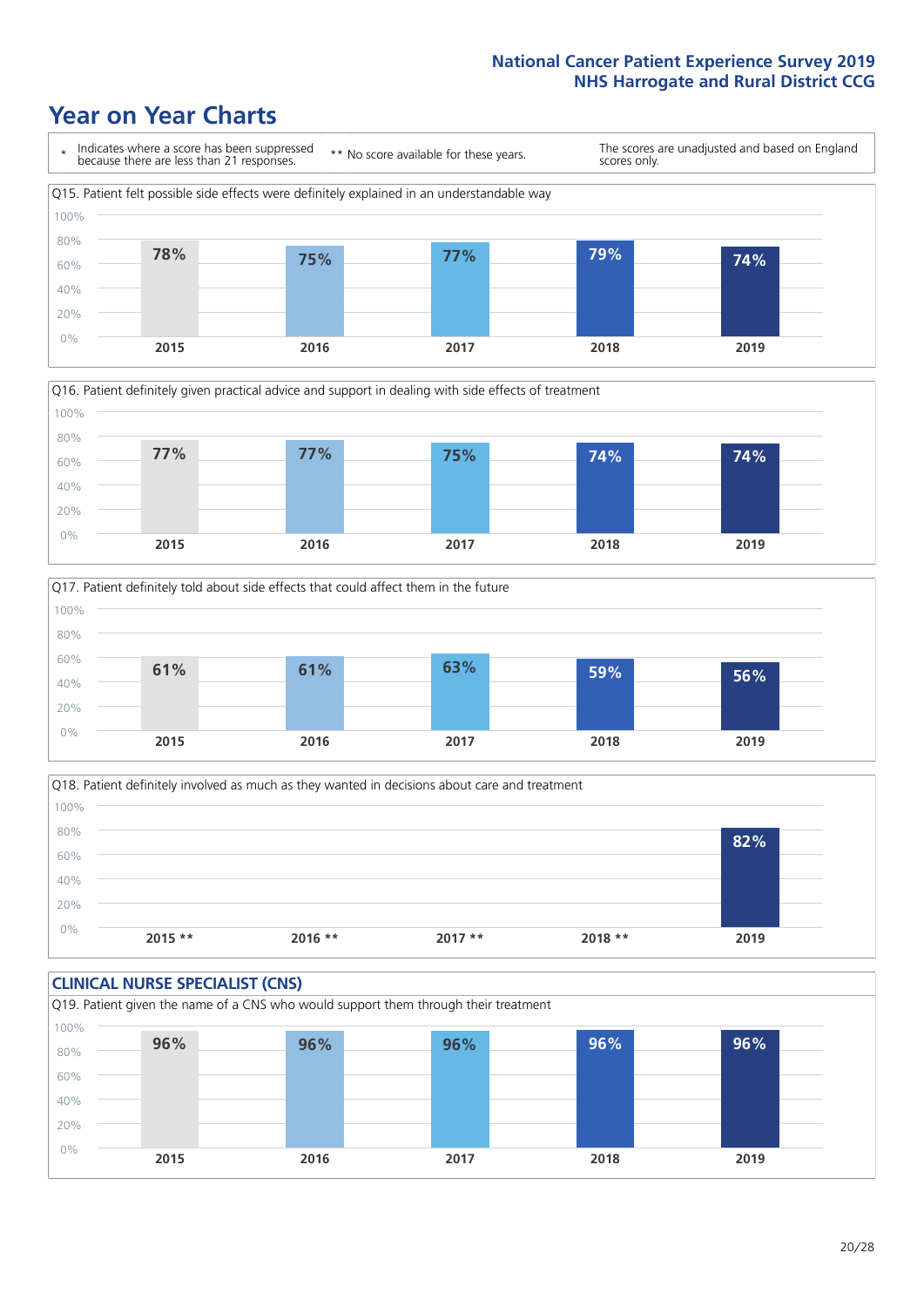# Year on Year Charts

\* Indicates where a score has been suppressed because there are less than 21 responses.

** No score available for these years.

The scores are unadjusted and based on England scores only.

Q15. Patient felt possible side effects were definitely explained in an understandable way

| 2015 | 2016 | 2017 | 2018 | 2019 |
|---|---|---|---|---|
| 78% | 75% | 77% | 79% | 74% |

Q16. Patient definitely given practical advice and support in dealing with side effects of treatment

| 2015 | 2016 | 2017 | 2018 | 2019 |
|---|---|---|---|---|
| 77% | 77% | 75% | 74% | 74% |

Q17. Patient definitely told about side effects that could affect them in the future

| 2015 | 2016 | 2017 | 2018 | 2019 |
|---|---|---|---|---|
| 61% | 61% | 63% | 59% | 56% |

Q18. Patient definitely involved as much as they wanted in decisions about care and treatment

| 2015 ** | 2016 ** | 2017 ** | 2018 ** | 2019 |
|---|---|---|---|---|
| | | | | 82% |

## CLINICAL NURSE SPECIALIST (CNS)

Q19. Patient given the name of a CNS who would support them through their treatment

| 2015 | 2016 | 2017 | 2018 | 2019 |
|---|---|---|---|---|
| 96% | 96% | 96% | 96% | 96% |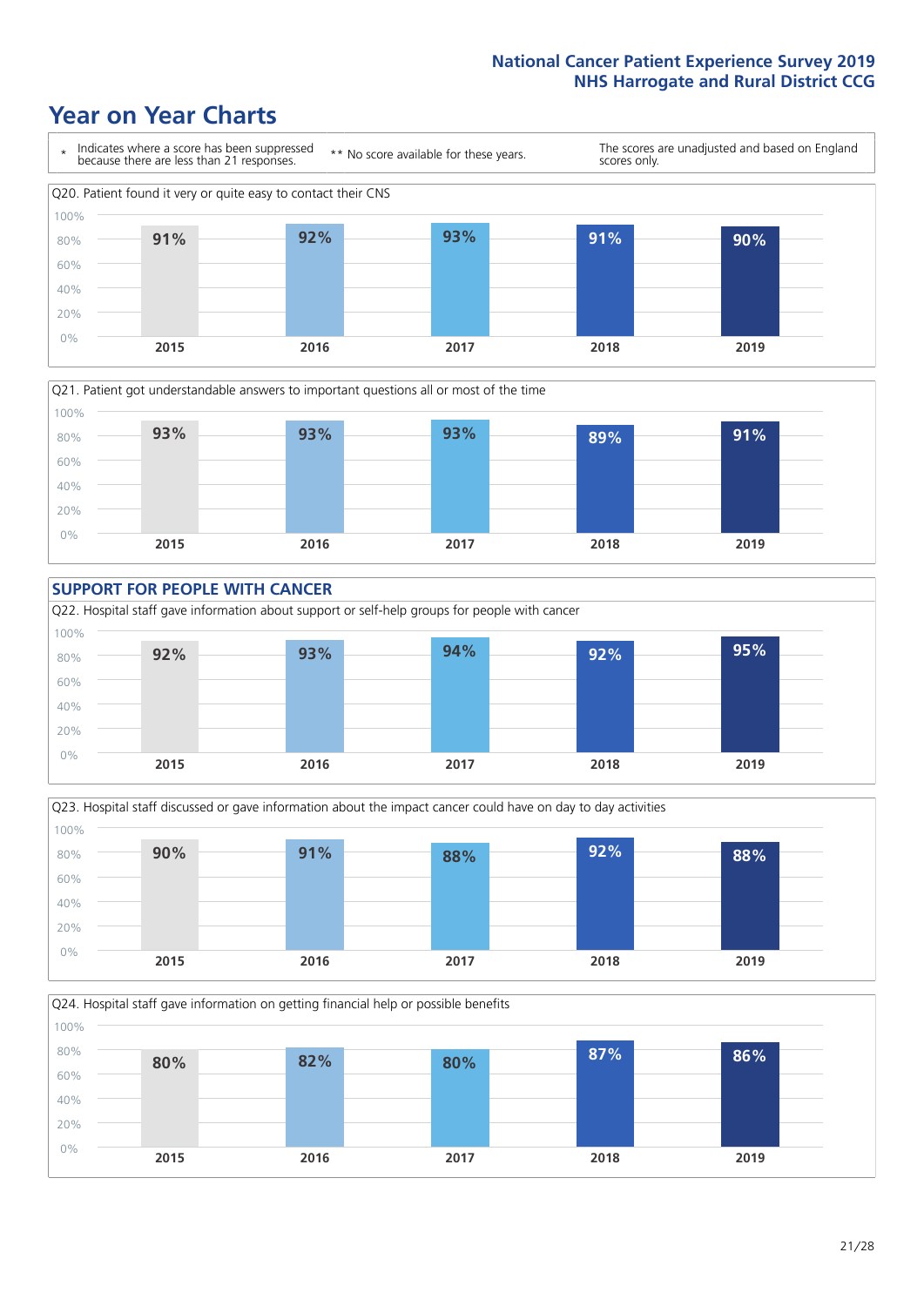# Year on Year Charts

\* Indicates where a score has been suppressed because there are less than 21 responses.

** No score available for these years.

The scores are unadjusted and based on England scores only.

Q20. Patient found it very or quite easy to contact their CNS

| 2015 | 2016 | 2017 | 2018 | 2019 |
|---|---|---|---|---|
| 91% | 92% | 93% | 91% | 90% |

Q21. Patient got understandable answers to important questions all or most of the time

| 2015 | 2016 | 2017 | 2018 | 2019 |
|---|---|---|---|---|
| 93% | 93% | 93% | 89% | 91% |

## SUPPORT FOR PEOPLE WITH CANCER

Q22. Hospital staff gave information about support or self-help groups for people with cancer

| 2015 | 2016 | 2017 | 2018 | 2019 |
|---|---|---|---|---|
| 92% | 93% | 94% | 92% | 95% |

Q23. Hospital staff discussed or gave information about the impact cancer could have on day to day activities

| 2015 | 2016 | 2017 | 2018 | 2019 |
|---|---|---|---|---|
| 90% | 91% | 88% | 92% | 88% |

Q24. Hospital staff gave information on getting financial help or possible benefits

| 2015 | 2016 | 2017 | 2018 | 2019 |
|---|---|---|---|---|
| 80% | 82% | 80% | 87% | 86% |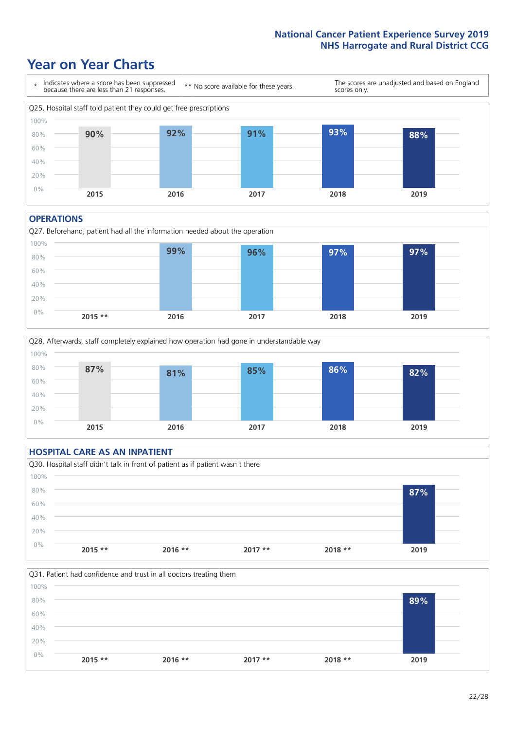# Year on Year Charts

\* Indicates where a score has been suppressed because there are less than 21 responses.

** No score available for these years.

The scores are unadjusted and based on England scores only.

Q25. Hospital staff told patient they could get free prescriptions

| 2015 | 2016 | 2017 | 2018 | 2019 |
|---|---|---|---|---|
| 90% | 92% | 91% | 93% | 88% |

## OPERATIONS

Q27. Beforehand, patient had all the information needed about the operation

| 2015 ** | 2016 | 2017 | 2018 | 2019 |
|---|---|---|---|---|
| | 99% | 96% | 97% | 97% |

Q28. Afterwards, staff completely explained how operation had gone in understandable way

| 2015 | 2016 | 2017 | 2018 | 2019 |
|---|---|---|---|---|
| 87% | 81% | 85% | 86% | 82% |

## HOSPITAL CARE AS AN INPATIENT

Q30. Hospital staff didn't talk in front of patient as if patient wasn't there

| 2015 ** | 2016 ** | 2017 ** | 2018 ** | 2019 |
|---|---|---|---|---|
| | | | | 87% |

Q31. Patient had confidence and trust in all doctors treating them

| 2015 ** | 2016 ** | 2017 ** | 2018 ** | 2019 |
|---|---|---|---|---|
| | | | | 89% |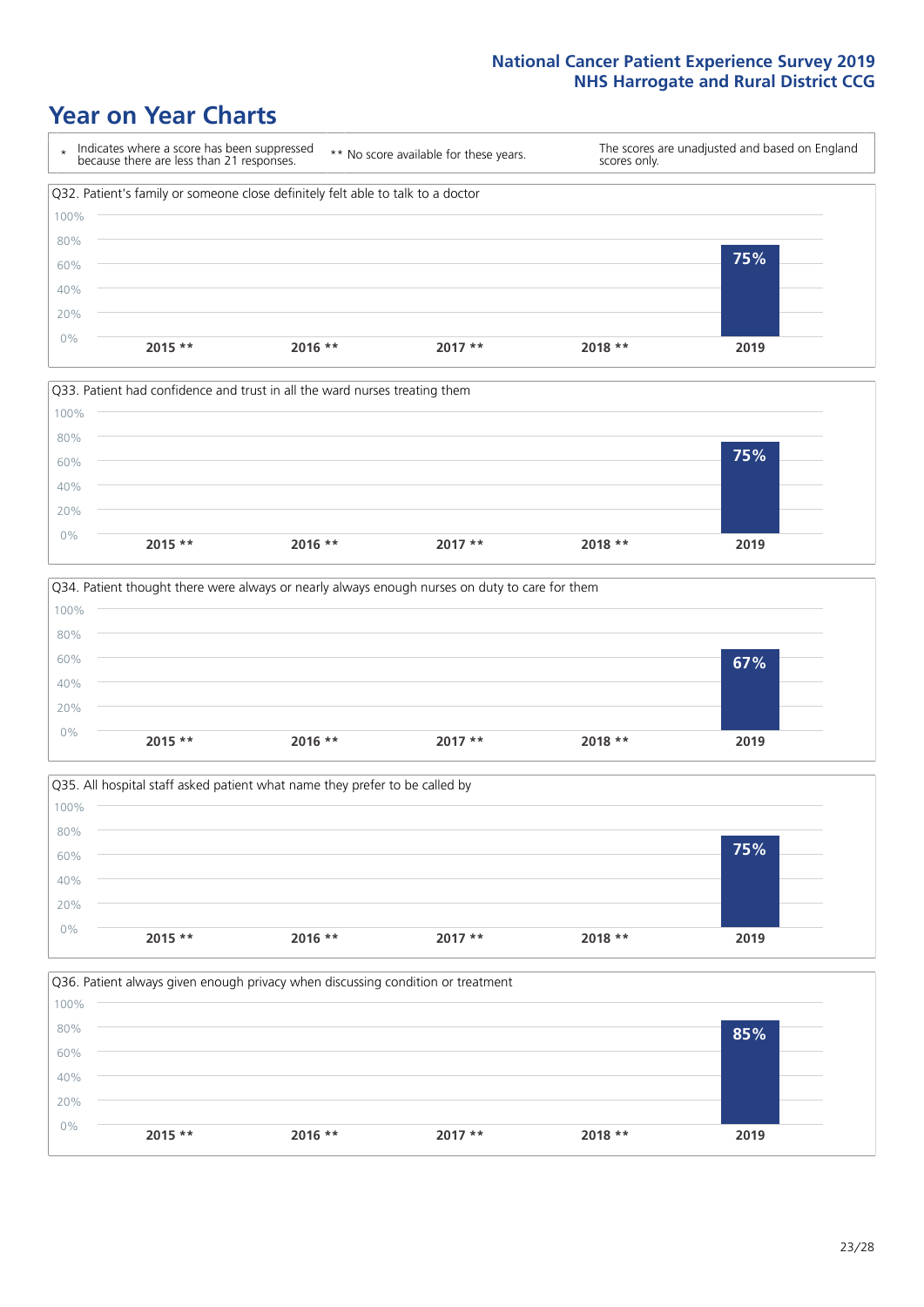# Year on Year Charts

| * Indicates where a score has been suppressed because there are less than 21 responses. | ** No score available for these years. | The scores are unadjusted and based on England scores only. |
|---|---|---|

Q32. Patient's family or someone close definitely felt able to talk to a doctor

| 2015 ** | 2016 ** | 2017 ** | 2018 ** | 2019 |
|---|---|---|---|---|
| | | | | 75% |

Q33. Patient had confidence and trust in all the ward nurses treating them

| 2015 ** | 2016 ** | 2017 ** | 2018 ** | 2019 |
|---|---|---|---|---|
| | | | | 75% |

Q34. Patient thought there were always or nearly always enough nurses on duty to care for them

| 2015 ** | 2016 ** | 2017 ** | 2018 ** | 2019 |
|---|---|---|---|---|
| | | | | 67% |

Q35. All hospital staff asked patient what name they prefer to be called by

| 2015 ** | 2016 ** | 2017 ** | 2018 ** | 2019 |
|---|---|---|---|---|
| | | | | 75% |

Q36. Patient always given enough privacy when discussing condition or treatment

| 2015 ** | 2016 ** | 2017 ** | 2018 ** | 2019 |
|---|---|---|---|---|
| | | | | 85% |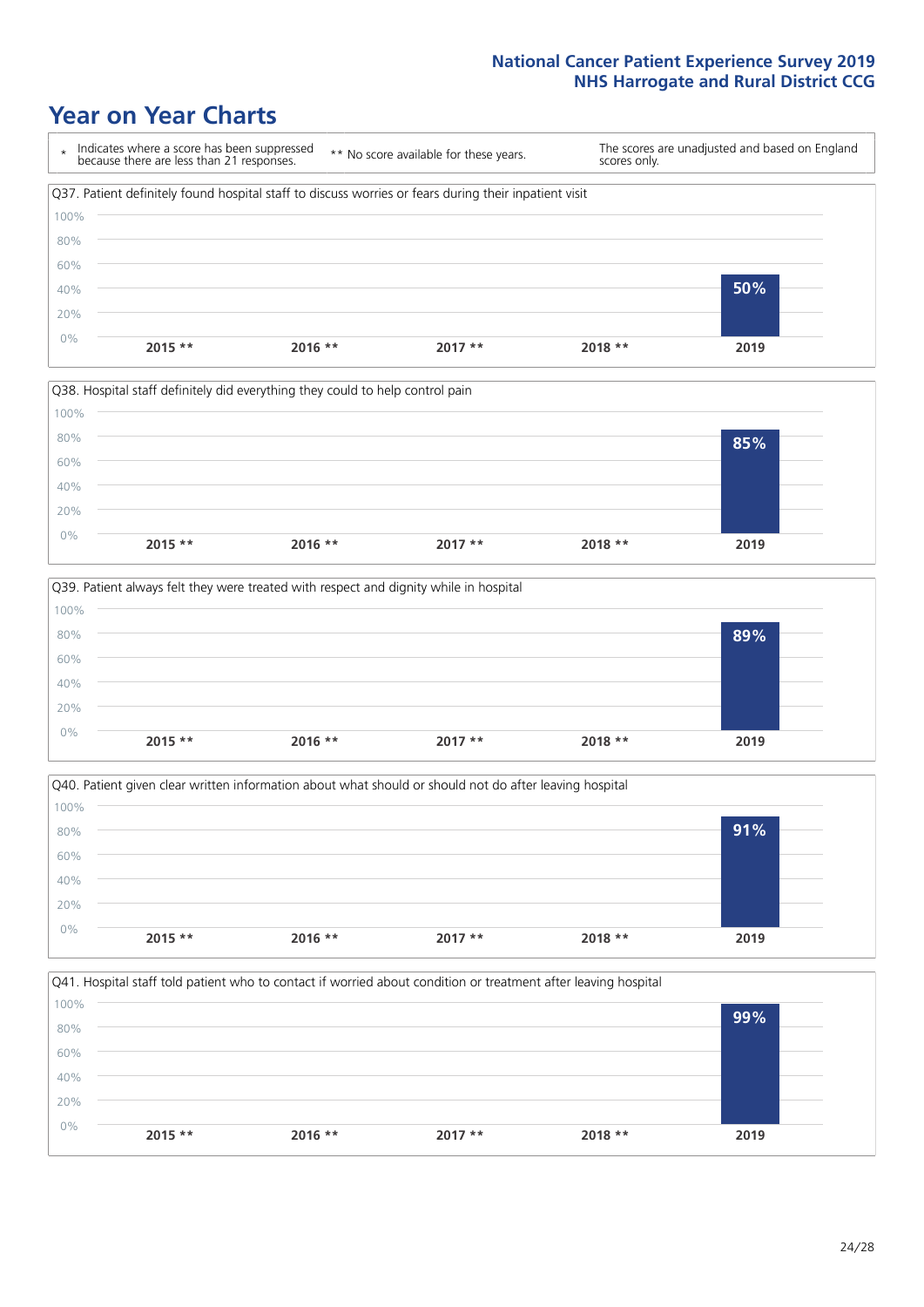# Year on Year Charts

| * Indicates where a score has been suppressed because there are less than 21 responses. | ** No score available for these years. | The scores are unadjusted and based on England scores only. |
|---|---|---|

Q37. Patient definitely found hospital staff to discuss worries or fears during their inpatient visit

| 2015 ** | 2016 ** | 2017 ** | 2018 ** | 2019 |
|---|---|---|---|---|
| | | | | 50% |

Q38. Hospital staff definitely did everything they could to help control pain

| 2015 ** | 2016 ** | 2017 ** | 2018 ** | 2019 |
|---|---|---|---|---|
| | | | | 85% |

Q39. Patient always felt they were treated with respect and dignity while in hospital

| 2015 ** | 2016 ** | 2017 ** | 2018 ** | 2019 |
|---|---|---|---|---|
| | | | | 89% |

Q40. Patient given clear written information about what should or should not do after leaving hospital

| 2015 ** | 2016 ** | 2017 ** | 2018 ** | 2019 |
|---|---|---|---|---|
| | | | | 91% |

Q41. Hospital staff told patient who to contact if worried about condition or treatment after leaving hospital

| 2015 ** | 2016 ** | 2017 ** | 2018 ** | 2019 |
|---|---|---|---|---|
| | | | | 99% |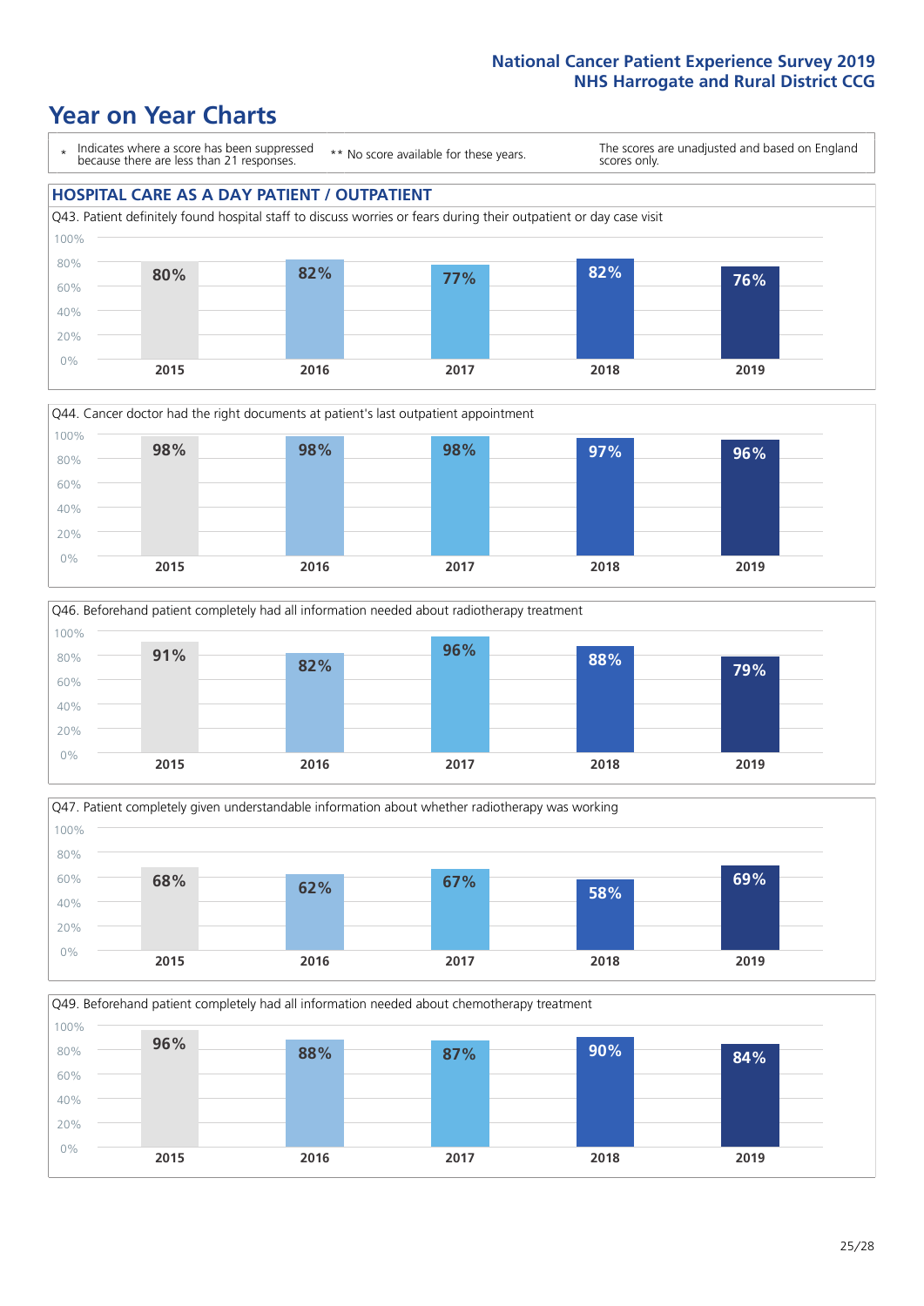# Year on Year Charts

\* Indicates where a score has been suppressed because there are less than 21 responses.

** No score available for these years.

The scores are unadjusted and based on England scores only.

## HOSPITAL CARE AS A DAY PATIENT / OUTPATIENT

Q43. Patient definitely found hospital staff to discuss worries or fears during their outpatient or day case visit

| 2015 | 2016 | 2017 | 2018 | 2019 |
|---|---|---|---|---|
| 80% | 82% | 77% | 82% | 76% |

Q44. Cancer doctor had the right documents at patient's last outpatient appointment

| 2015 | 2016 | 2017 | 2018 | 2019 |
|---|---|---|---|---|
| 98% | 98% | 98% | 97% | 96% |

Q46. Beforehand patient completely had all information needed about radiotherapy treatment

| 2015 | 2016 | 2017 | 2018 | 2019 |
|---|---|---|---|---|
| 91% | 82% | 96% | 88% | 79% |

Q47. Patient completely given understandable information about whether radiotherapy was working

| 2015 | 2016 | 2017 | 2018 | 2019 |
|---|---|---|---|---|
| 68% | 62% | 67% | 58% | 69% |

Q49. Beforehand patient completely had all information needed about chemotherapy treatment

| 2015 | 2016 | 2017 | 2018 | 2019 |
|---|---|---|---|---|
| 96% | 88% | 87% | 90% | 84% |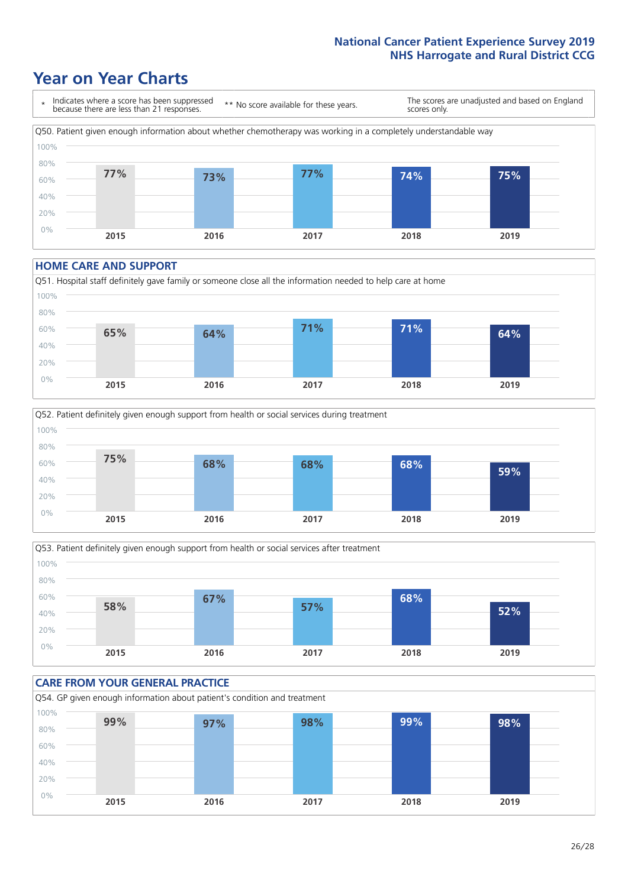# Year on Year Charts

\* Indicates where a score has been suppressed because there are less than 21 responses.

** No score available for these years.

The scores are unadjusted and based on England scores only.

Q50. Patient given enough information about whether chemotherapy was working in a completely understandable way

| 2015 | 2016 | 2017 | 2018 | 2019 |
|---|---|---|---|---|
| 77% | 73% | 77% | 74% | 75% |

## HOME CARE AND SUPPORT

Q51. Hospital staff definitely gave family or someone close all the information needed to help care at home

| 2015 | 2016 | 2017 | 2018 | 2019 |
|---|---|---|---|---|
| 65% | 64% | 71% | 71% | 64% |

Q52. Patient definitely given enough support from health or social services during treatment

| 2015 | 2016 | 2017 | 2018 | 2019 |
|---|---|---|---|---|
| 75% | 68% | 68% | 68% | 59% |

Q53. Patient definitely given enough support from health or social services after treatment

| 2015 | 2016 | 2017 | 2018 | 2019 |
|---|---|---|---|---|
| 58% | 67% | 57% | 68% | 52% |

## CARE FROM YOUR GENERAL PRACTICE

Q54. GP given enough information about patient's condition and treatment

| 2015 | 2016 | 2017 | 2018 | 2019 |
|---|---|---|---|---|
| 99% | 97% | 98% | 99% | 98% |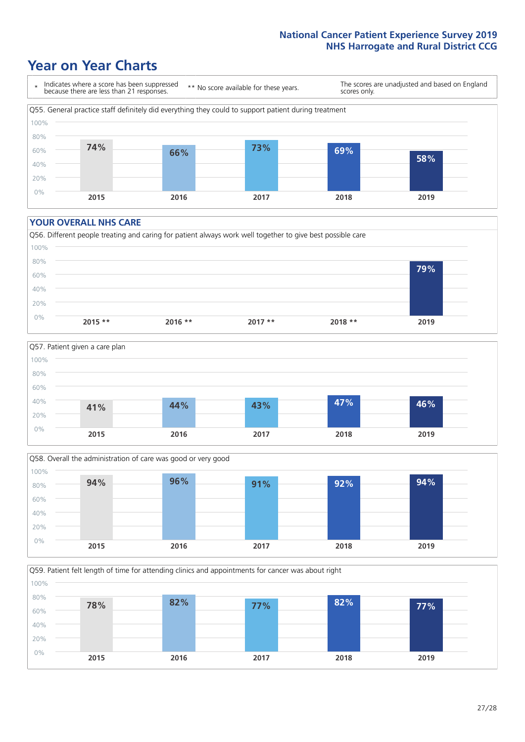# Year on Year Charts

\* Indicates where a score has been suppressed because there are less than 21 responses.

** No score available for these years.

The scores are unadjusted and based on England scores only.

Q55. General practice staff definitely did everything they could to support patient during treatment

| 2015 | 2016 | 2017 | 2018 | 2019 |
|---|---|---|---|---|
| 74% | 66% | 73% | 69% | 58% |

## YOUR OVERALL NHS CARE

Q56. Different people treating and caring for patient always work well together to give best possible care

| 2015 ** | 2016 ** | 2017 ** | 2018 ** | 2019 |
|---|---|---|---|---|
| | | | | 79% |

Q57. Patient given a care plan

| 2015 | 2016 | 2017 | 2018 | 2019 |
|---|---|---|---|---|
| 41% | 44% | 43% | 47% | 46% |

Q58. Overall the administration of care was good or very good

| 2015 | 2016 | 2017 | 2018 | 2019 |
|---|---|---|---|---|
| 94% | 96% | 91% | 92% | 94% |

Q59. Patient felt length of time for attending clinics and appointments for cancer was about right

| 2015 | 2016 | 2017 | 2018 | 2019 |
|---|---|---|---|---|
| 78% | 82% | 77% | 82% | 77% |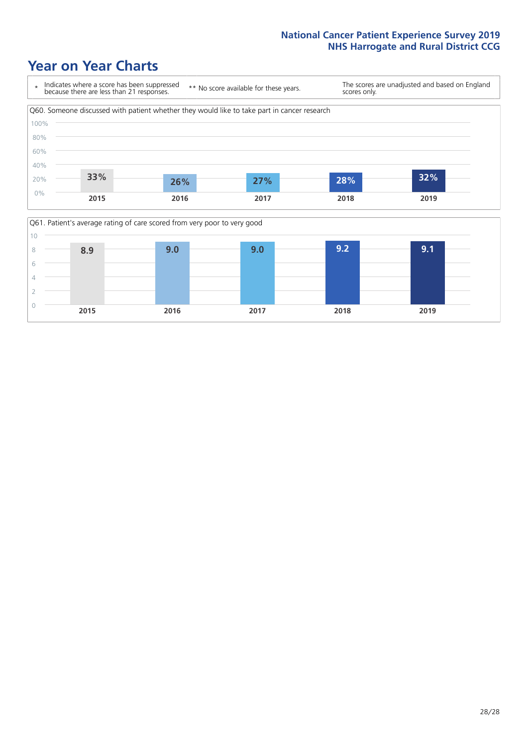National Cancer Patient Experience Survey 2019
NHS Harrogate and Rural District CCG

# Year on Year Charts

\* Indicates where a score has been suppressed because there are less than 21 responses.

\*\* No score available for these years.

The scores are unadjusted and based on England scores only.

Q60. Someone discussed with patient whether they would like to take part in cancer research

100%
80%
60%
40%
20%
0%

33%
2015

26%
2016

27%
2017

28%
2018

32%
2019

Q61. Patient's average rating of care scored from very poor to very good

10
8
6
4
2
0

8.9
2015

9.0
2016

9.0
2017

9.2
2018

9.1
2019